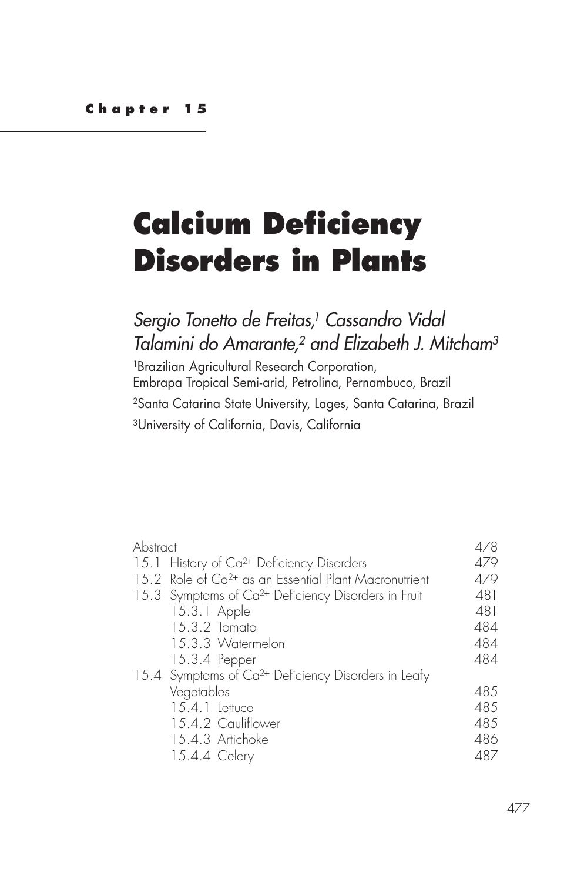**Chapter 15**

# Calcium Deficiency Disorders in Plants

*Sergio Tonetto de Freitas,[1] Cassandro Vidal Talamini do Amarante,[2] and Elizabeth J. Mitcham[3]*

[1]Brazilian Agricultural Research Corporation, Embrapa Tropical Semi-arid, Petrolina, Pernambuco, Brazil

[2]Santa Catarina State University, Lages, Santa Catarina, Brazil

[3]University of California, Davis, California

| | |
|---|---|
| Abstract | 478 |
| 15.1 History of $Ca^{2+}$ Deficiency Disorders | 479 |
| 15.2 Role of $Ca^{2+}$ as an Essential Plant Macronutrient | 479 |
| 15.3 Symptoms of $Ca^{2+}$ Deficiency Disorders in Fruit | 481 |
| 15.3.1 Apple | 481 |
| 15.3.2 Tomato | 484 |
| 15.3.3 Watermelon | 484 |
| 15.3.4 Pepper | 484 |
| 15.4 Symptoms of $Ca^{2+}$ Deficiency Disorders in Leafy Vegetables | 485 |
| 15.4.1 Lettuce | 485 |
| 15.4.2 Cauliflower | 485 |
| 15.4.3 Artichoke | 486 |
| 15.4.4 Celery | 487 |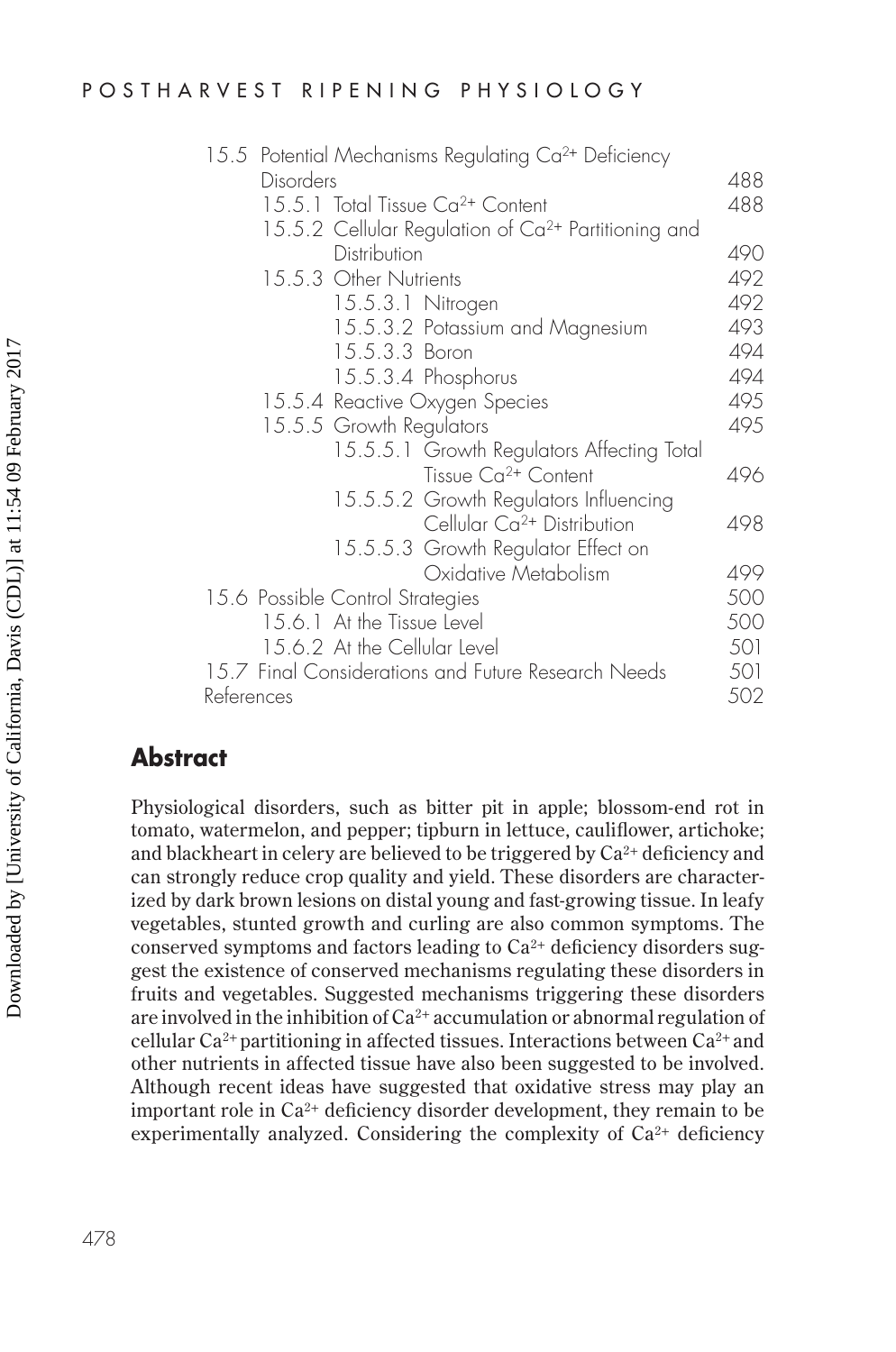| | |
|---|---|
| 15.5 Potential Mechanisms Regulating $Ca^{2+}$ Deficiency Disorders | 488 |
| 15.5.1 Total Tissue $Ca^{2+}$ Content | 488 |
| 15.5.2 Cellular Regulation of $Ca^{2+}$ Partitioning and Distribution | 490 |
| 15.5.3 Other Nutrients | 492 |
| 15.5.3.1 Nitrogen | 492 |
| 15.5.3.2 Potassium and Magnesium | 493 |
| 15.5.3.3 Boron | 494 |
| 15.5.3.4 Phosphorus | 494 |
| 15.5.4 Reactive Oxygen Species | 495 |
| 15.5.5 Growth Regulators | 495 |
| 15.5.5.1 Growth Regulators Affecting Total Tissue $Ca^{2+}$ Content | 496 |
| 15.5.5.2 Growth Regulators Influencing Cellular $Ca^{2+}$ Distribution | 498 |
| 15.5.5.3 Growth Regulator Effect on Oxidative Metabolism | 499 |
| 15.6 Possible Control Strategies | 500 |
| 15.6.1 At the Tissue Level | 500 |
| 15.6.2 At the Cellular Level | 501 |
| 15.7 Final Considerations and Future Research Needs | 501 |
| References | 502 |

## Abstract

Physiological disorders, such as bitter pit in apple; blossom-end rot in tomato, watermelon, and pepper; tipburn in lettuce, cauliflower, artichoke; and blackheart in celery are believed to be triggered by $Ca^{2+}$ deficiency and can strongly reduce crop quality and yield. These disorders are characterized by dark brown lesions on distal young and fast-growing tissue. In leafy vegetables, stunted growth and curling are also common symptoms. The conserved symptoms and factors leading to $Ca^{2+}$ deficiency disorders suggest the existence of conserved mechanisms regulating these disorders in fruits and vegetables. Suggested mechanisms triggering these disorders are involved in the inhibition of $Ca^{2+}$ accumulation or abnormal regulation of cellular $Ca^{2+}$ partitioning in affected tissues. Interactions between $Ca^{2+}$ and other nutrients in affected tissue have also been suggested to be involved. Although recent ideas have suggested that oxidative stress may play an important role in $Ca^{2+}$ deficiency disorder development, they remain to be experimentally analyzed. Considering the complexity of $Ca^{2+}$ deficiency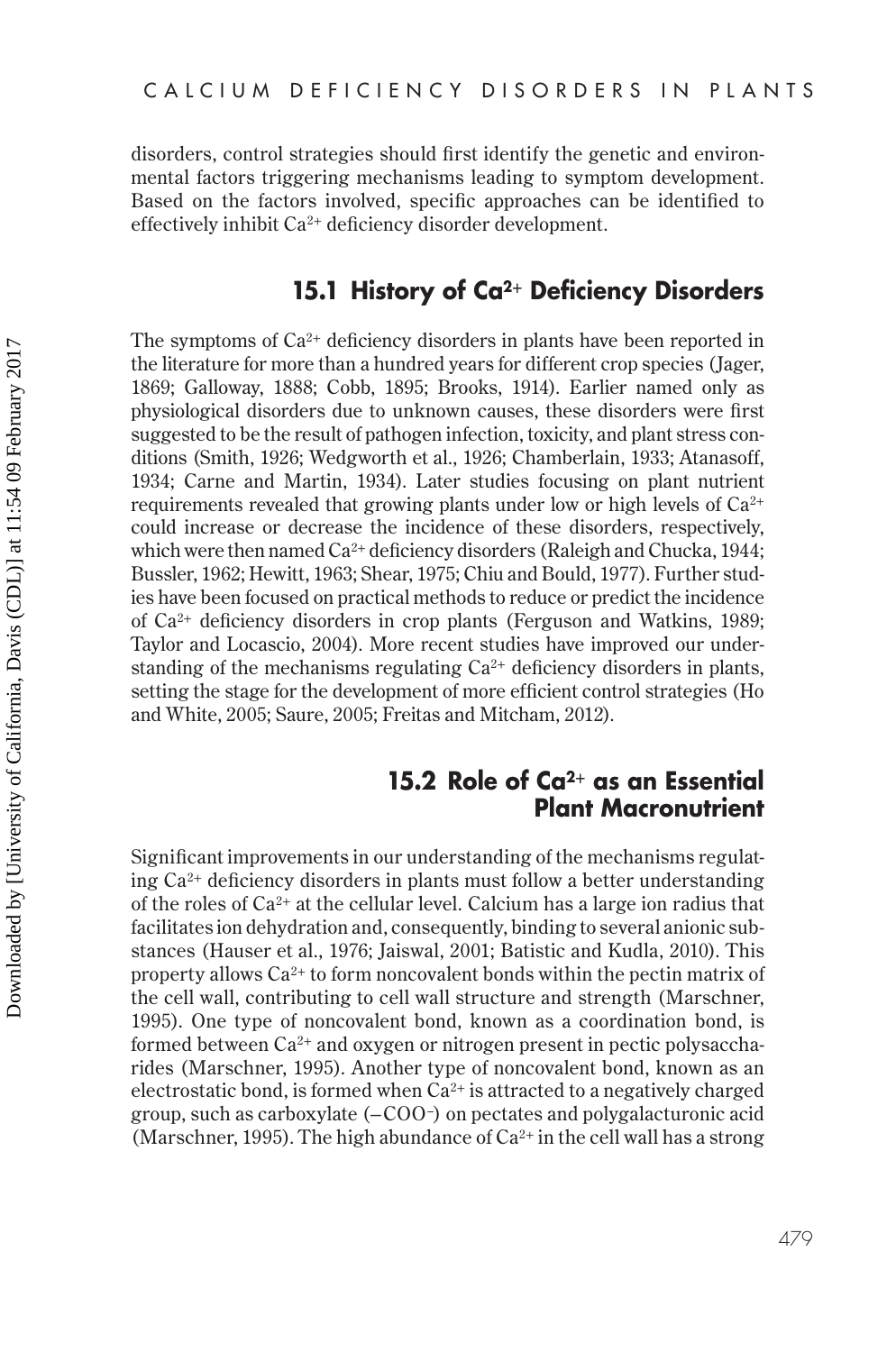disorders, control strategies should first identify the genetic and environmental factors triggering mechanisms leading to symptom development. Based on the factors involved, specific approaches can be identified to effectively inhibit $Ca^{2+}$ deficiency disorder development.

## 15.1 History of $Ca^{2+}$ Deficiency Disorders

The symptoms of $Ca^{2+}$ deficiency disorders in plants have been reported in the literature for more than a hundred years for different crop species (Jager, 1869; Galloway, 1888; Cobb, 1895; Brooks, 1914). Earlier named only as physiological disorders due to unknown causes, these disorders were first suggested to be the result of pathogen infection, toxicity, and plant stress conditions (Smith, 1926; Wedgworth et al., 1926; Chamberlain, 1933; Atanasoff, 1934; Carne and Martin, 1934). Later studies focusing on plant nutrient requirements revealed that growing plants under low or high levels of $Ca^{2+}$ could increase or decrease the incidence of these disorders, respectively, which were then named $Ca^{2+}$ deficiency disorders (Raleigh and Chucka, 1944; Bussler, 1962; Hewitt, 1963; Shear, 1975; Chiu and Bould, 1977). Further studies have been focused on practical methods to reduce or predict the incidence of $Ca^{2+}$ deficiency disorders in crop plants (Ferguson and Watkins, 1989; Taylor and Locascio, 2004). More recent studies have improved our understanding of the mechanisms regulating $Ca^{2+}$ deficiency disorders in plants, setting the stage for the development of more efficient control strategies (Ho and White, 2005; Saure, 2005; Freitas and Mitcham, 2012).

## 15.2 Role of $Ca^{2+}$ as an Essential Plant Macronutrient

Significant improvements in our understanding of the mechanisms regulating $Ca^{2+}$ deficiency disorders in plants must follow a better understanding of the roles of $Ca^{2+}$ at the cellular level. Calcium has a large ion radius that facilitates ion dehydration and, consequently, binding to several anionic substances (Hauser et al., 1976; Jaiswal, 2001; Batistic and Kudla, 2010). This property allows $Ca^{2+}$ to form noncovalent bonds within the pectin matrix of the cell wall, contributing to cell wall structure and strength (Marschner, 1995). One type of noncovalent bond, known as a coordination bond, is formed between $Ca^{2+}$ and oxygen or nitrogen present in pectic polysaccharides (Marschner, 1995). Another type of noncovalent bond, known as an electrostatic bond, is formed when $Ca^{2+}$ is attracted to a negatively charged group, such as carboxylate ($-COO^{-}$) on pectates and polygalacturonic acid (Marschner, 1995). The high abundance of $Ca^{2+}$ in the cell wall has a strong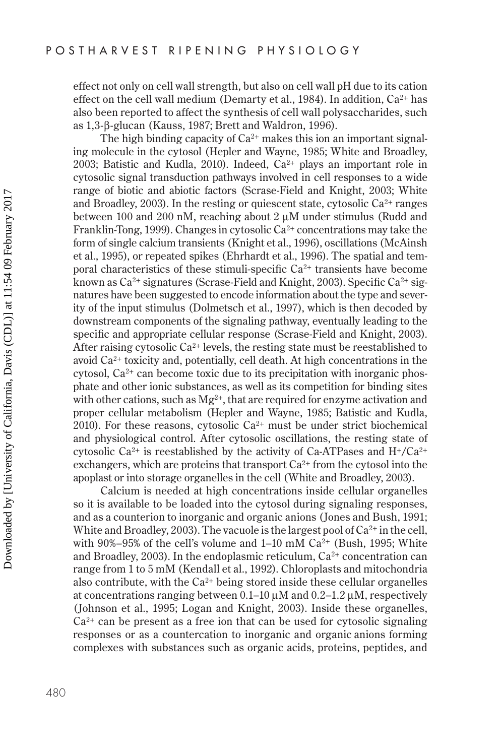effect not only on cell wall strength, but also on cell wall pH due to its cation effect on the cell wall medium (Demarty et al., 1984). In addition, $Ca^{2+}$ has also been reported to affect the synthesis of cell wall polysaccharides, such as 1,3-β-glucan (Kauss, 1987; Brett and Waldron, 1996).

The high binding capacity of $Ca^{2+}$ makes this ion an important signaling molecule in the cytosol (Hepler and Wayne, 1985; White and Broadley, 2003; Batistic and Kudla, 2010). Indeed, $Ca^{2+}$ plays an important role in cytosolic signal transduction pathways involved in cell responses to a wide range of biotic and abiotic factors (Scrase-Field and Knight, 2003; White and Broadley, 2003). In the resting or quiescent state, cytosolic $Ca^{2+}$ ranges between 100 and 200 nM, reaching about 2 µM under stimulus (Rudd and Franklin-Tong, 1999). Changes in cytosolic $Ca^{2+}$ concentrations may take the form of single calcium transients (Knight et al., 1996), oscillations (McAinsh et al., 1995), or repeated spikes (Ehrhardt et al., 1996). The spatial and temporal characteristics of these stimuli-specific $Ca^{2+}$ transients have become known as $Ca^{2+}$ signatures (Scrase-Field and Knight, 2003). Specific $Ca^{2+}$ signatures have been suggested to encode information about the type and severity of the input stimulus (Dolmetsch et al., 1997), which is then decoded by downstream components of the signaling pathway, eventually leading to the specific and appropriate cellular response (Scrase-Field and Knight, 2003). After raising cytosolic $Ca^{2+}$ levels, the resting state must be reestablished to avoid $Ca^{2+}$ toxicity and, potentially, cell death. At high concentrations in the cytosol, $Ca^{2+}$ can become toxic due to its precipitation with inorganic phosphate and other ionic substances, as well as its competition for binding sites with other cations, such as $Mg^{2+}$, that are required for enzyme activation and proper cellular metabolism (Hepler and Wayne, 1985; Batistic and Kudla, 2010). For these reasons, cytosolic $Ca^{2+}$ must be under strict biochemical and physiological control. After cytosolic oscillations, the resting state of cytosolic $Ca^{2+}$ is reestablished by the activity of Ca-ATPases and $H^+/Ca^{2+}$ exchangers, which are proteins that transport $Ca^{2+}$ from the cytosol into the apoplast or into storage organelles in the cell (White and Broadley, 2003).

Calcium is needed at high concentrations inside cellular organelles so it is available to be loaded into the cytosol during signaling responses, and as a counterion to inorganic and organic anions (Jones and Bush, 1991; White and Broadley, 2003). The vacuole is the largest pool of $Ca^{2+}$ in the cell, with 90%–95% of the cell's volume and 1–10 mM $Ca^{2+}$ (Bush, 1995; White and Broadley, 2003). In the endoplasmic reticulum, $Ca^{2+}$ concentration can range from 1 to 5 mM (Kendall et al., 1992). Chloroplasts and mitochondria also contribute, with the $Ca^{2+}$ being stored inside these cellular organelles at concentrations ranging between 0.1–10 µM and 0.2–1.2 µM, respectively (Johnson et al., 1995; Logan and Knight, 2003). Inside these organelles, $Ca^{2+}$ can be present as a free ion that can be used for cytosolic signaling responses or as a countercation to inorganic and organic anions forming complexes with substances such as organic acids, proteins, peptides, and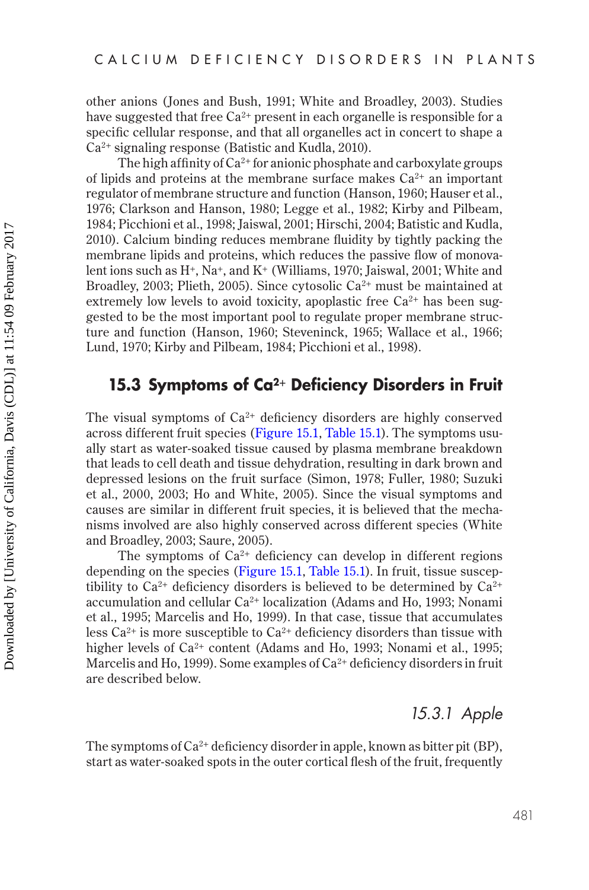other anions (Jones and Bush, 1991; White and Broadley, 2003). Studies have suggested that free $Ca^{2+}$ present in each organelle is responsible for a specific cellular response, and that all organelles act in concert to shape a $Ca^{2+}$ signaling response (Batistic and Kudla, 2010).

The high affinity of $Ca^{2+}$ for anionic phosphate and carboxylate groups of lipids and proteins at the membrane surface makes $Ca^{2+}$ an important regulator of membrane structure and function (Hanson, 1960; Hauser et al., 1976; Clarkson and Hanson, 1980; Legge et al., 1982; Kirby and Pilbeam, 1984; Picchioni et al., 1998; Jaiswal, 2001; Hirschi, 2004; Batistic and Kudla, 2010). Calcium binding reduces membrane fluidity by tightly packing the membrane lipids and proteins, which reduces the passive flow of monovalent ions such as $H^+$, $Na^+$, and $K^+$ (Williams, 1970; Jaiswal, 2001; White and Broadley, 2003; Plieth, 2005). Since cytosolic $Ca^{2+}$ must be maintained at extremely low levels to avoid toxicity, apoplastic free $Ca^{2+}$ has been suggested to be the most important pool to regulate proper membrane structure and function (Hanson, 1960; Steveninck, 1965; Wallace et al., 1966; Lund, 1970; Kirby and Pilbeam, 1984; Picchioni et al., 1998).

## 15.3 Symptoms of $Ca^{2+}$ Deficiency Disorders in Fruit

The visual symptoms of $Ca^{2+}$ deficiency disorders are highly conserved across different fruit species (Figure 15.1, Table 15.1). The symptoms usually start as water-soaked tissue caused by plasma membrane breakdown that leads to cell death and tissue dehydration, resulting in dark brown and depressed lesions on the fruit surface (Simon, 1978; Fuller, 1980; Suzuki et al., 2000, 2003; Ho and White, 2005). Since the visual symptoms and causes are similar in different fruit species, it is believed that the mechanisms involved are also highly conserved across different species (White and Broadley, 2003; Saure, 2005).

The symptoms of $Ca^{2+}$ deficiency can develop in different regions depending on the species (Figure 15.1, Table 15.1). In fruit, tissue susceptibility to $Ca^{2+}$ deficiency disorders is believed to be determined by $Ca^{2+}$ accumulation and cellular $Ca^{2+}$ localization (Adams and Ho, 1993; Nonami et al., 1995; Marcelis and Ho, 1999). In that case, tissue that accumulates less $Ca^{2+}$ is more susceptible to $Ca^{2+}$ deficiency disorders than tissue with higher levels of $Ca^{2+}$ content (Adams and Ho, 1993; Nonami et al., 1995; Marcelis and Ho, 1999). Some examples of $Ca^{2+}$ deficiency disorders in fruit are described below.

### *15.3.1 Apple*

The symptoms of $Ca^{2+}$ deficiency disorder in apple, known as bitter pit (BP), start as water-soaked spots in the outer cortical flesh of the fruit, frequently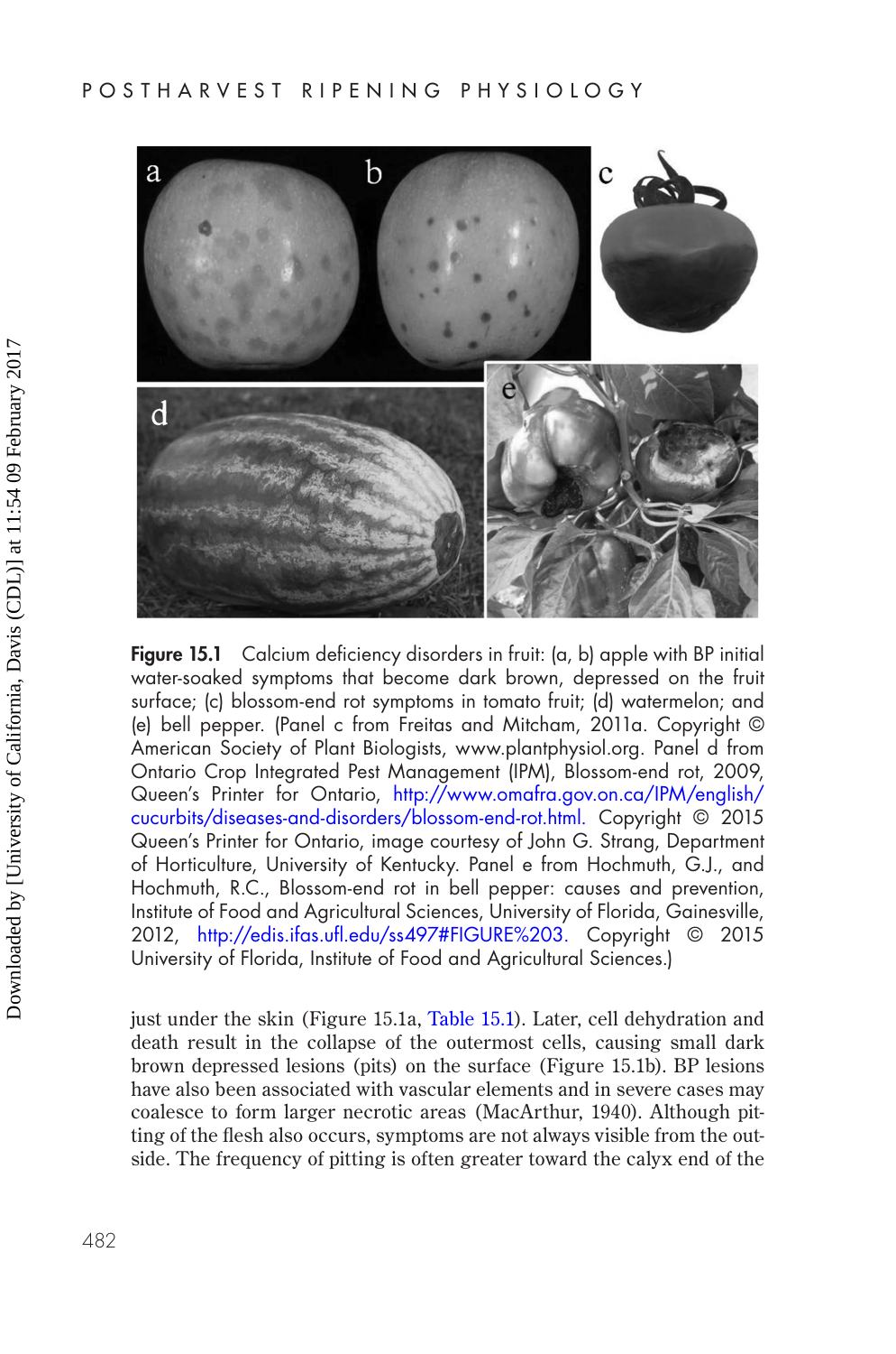Figure 15.1 Calcium deficiency disorders in fruit: (a, b) apple with BP initial water-soaked symptoms that become dark brown, depressed on the fruit surface; (c) blossom-end rot symptoms in tomato fruit; (d) watermelon; and (e) bell pepper. (Panel c from Freitas and Mitcham, 2011a. Copyright © American Society of Plant Biologists, www.plantphysiol.org. Panel d from Ontario Crop Integrated Pest Management (IPM), Blossom-end rot, 2009, Queen's Printer for Ontario, http://www.omafra.gov.on.ca/IPM/english/cucurbits/diseases-and-disorders/blossom-end-rot.html. Copyright © 2015 Queen's Printer for Ontario, image courtesy of John G. Strang, Department of Horticulture, University of Kentucky. Panel e from Hochmuth, G.J., and Hochmuth, R.C., Blossom-end rot in bell pepper: causes and prevention, Institute of Food and Agricultural Sciences, University of Florida, Gainesville, 2012, http://edis.ifas.ufl.edu/ss497#FIGURE%203. Copyright © 2015 University of Florida, Institute of Food and Agricultural Sciences.)

just under the skin (Figure 15.1a, Table 15.1). Later, cell dehydration and death result in the collapse of the outermost cells, causing small dark brown depressed lesions (pits) on the surface (Figure 15.1b). BP lesions have also been associated with vascular elements and in severe cases may coalesce to form larger necrotic areas (MacArthur, 1940). Although pitting of the flesh also occurs, symptoms are not always visible from the outside. The frequency of pitting is often greater toward the calyx end of the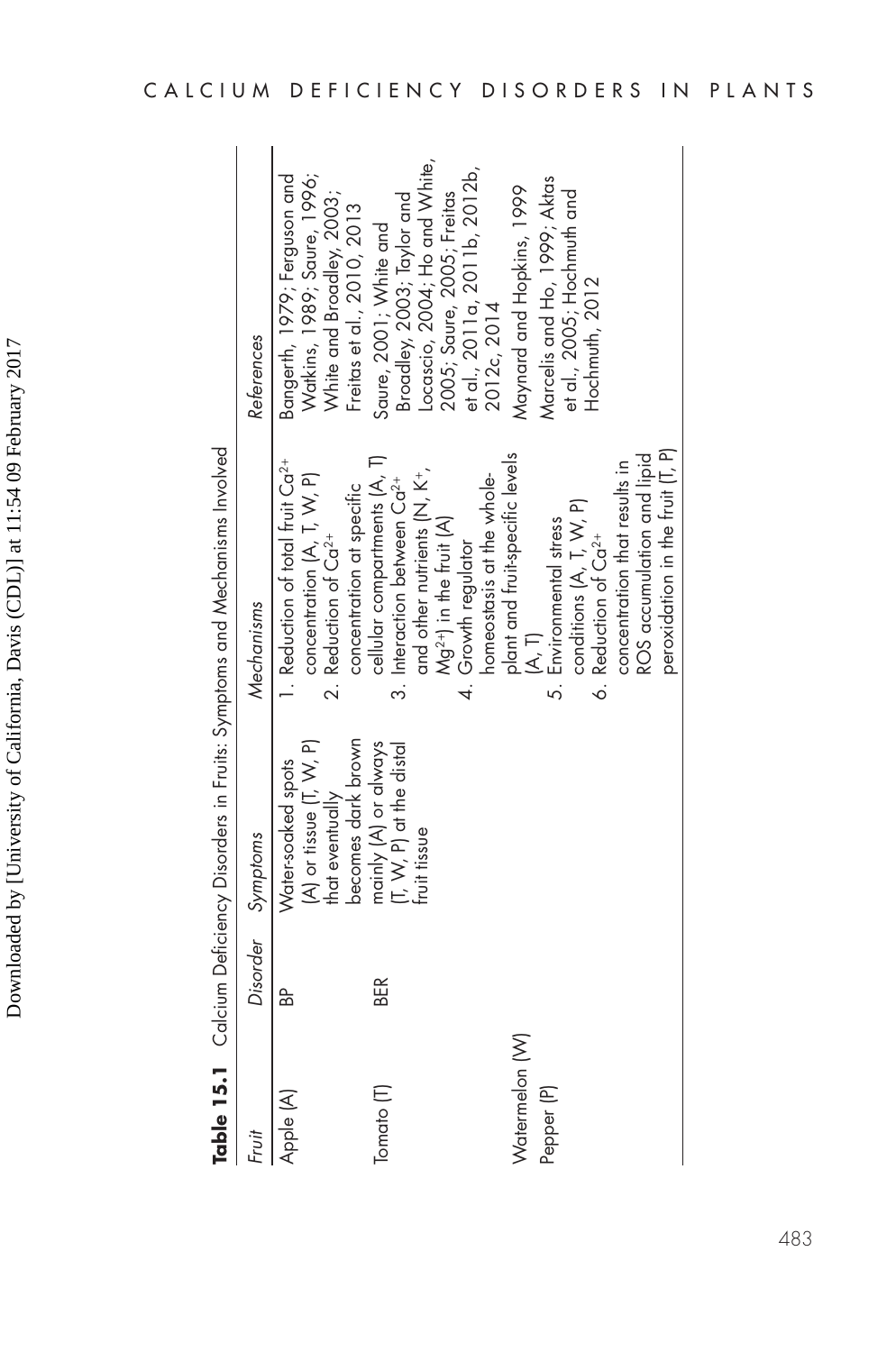**Table 15.1** Calcium Deficiency Disorders in Fruits: Symptoms and Mechanisms Involved

| *Fruit* | *Disorder* | *Symptoms* | *Mechanisms* | *References* |
|---|---|---|---|---|
| Apple (A) | BP | Water-soaked spots (A) or tissue (T, W, P) that eventually becomes dark brown mainly (A) or always (T, W, P) at the distal fruit tissue | 1. Reduction of total fruit $Ca^{2+}$ concentration (A, T, W, P) | Bangerth, 1979; Ferguson and Watkins, 1989; Saure, 1996; White and Broadley, 2003; Freitas et al., 2010, 2013 |
| Tomato (T) | BER | | 2. Reduction of $Ca^{2+}$ concentration at specific cellular compartments (A, T) | Saure, 2001; White and Broadley, 2003; Taylor and Locascio, 2004; Ho and White, 2005; Saure, 2005; Freitas et al., 2011a, 2011b, 2012b, 2012c, 2014 |
| | | | 3. Interaction between $Ca^{2+}$ and other nutrients (N, $K^{+}$, $Mg^{2+}$) in the fruit (A) | |
| | | | 4. Growth regulator homeostasis at the whole-plant and fruit-specific levels (A, T) | |
| Watermelon (W) | | | 5. Environmental stress conditions (A, T, W, P) | Maynard and Hopkins, 1999 |
| Pepper (P) | | | 6. Reduction of $Ca^{2+}$ concentration that results in ROS accumulation and lipid peroxidation in the fruit (T, P) | Marcelis and Ho, 1999; Aktas et al., 2005; Hochmuth and Hochmuth, 2012 |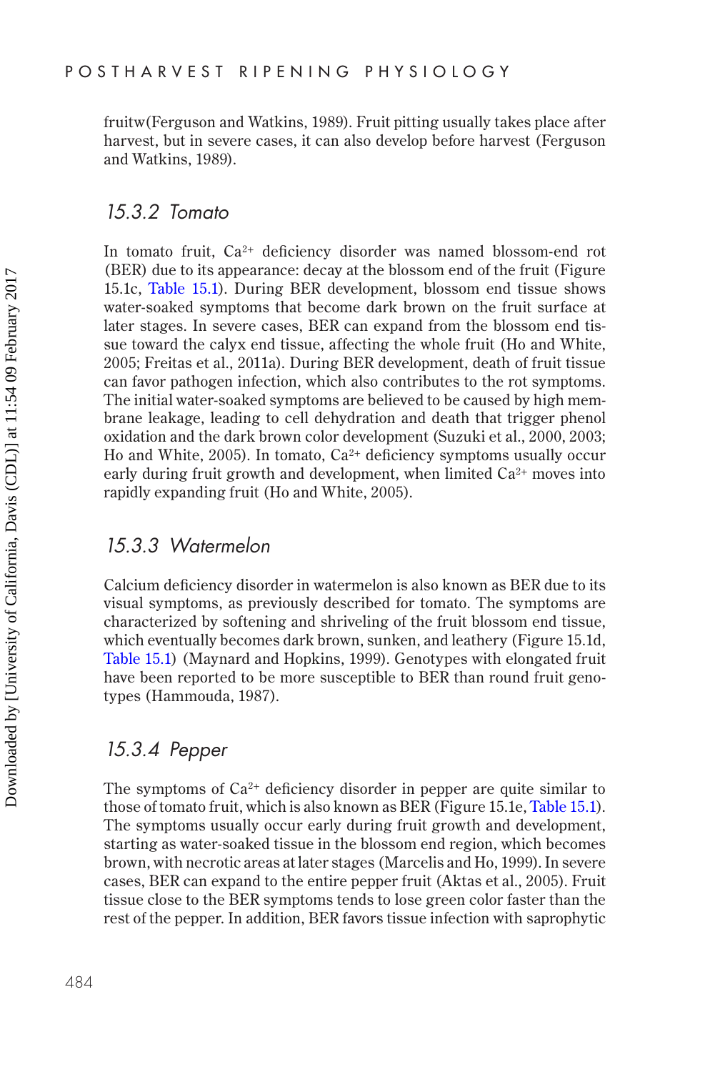fruitw(Ferguson and Watkins, 1989). Fruit pitting usually takes place after harvest, but in severe cases, it can also develop before harvest (Ferguson and Watkins, 1989).

### 15.3.2 Tomato

In tomato fruit, $Ca^{2+}$ deficiency disorder was named blossom-end rot (BER) due to its appearance: decay at the blossom end of the fruit (Figure 15.1c, Table 15.1). During BER development, blossom end tissue shows water-soaked symptoms that become dark brown on the fruit surface at later stages. In severe cases, BER can expand from the blossom end tissue toward the calyx end tissue, affecting the whole fruit (Ho and White, 2005; Freitas et al., 2011a). During BER development, death of fruit tissue can favor pathogen infection, which also contributes to the rot symptoms. The initial water-soaked symptoms are believed to be caused by high membrane leakage, leading to cell dehydration and death that trigger phenol oxidation and the dark brown color development (Suzuki et al., 2000, 2003; Ho and White, 2005). In tomato, $Ca^{2+}$ deficiency symptoms usually occur early during fruit growth and development, when limited $Ca^{2+}$ moves into rapidly expanding fruit (Ho and White, 2005).

### 15.3.3 Watermelon

Calcium deficiency disorder in watermelon is also known as BER due to its visual symptoms, as previously described for tomato. The symptoms are characterized by softening and shriveling of the fruit blossom end tissue, which eventually becomes dark brown, sunken, and leathery (Figure 15.1d, Table 15.1) (Maynard and Hopkins, 1999). Genotypes with elongated fruit have been reported to be more susceptible to BER than round fruit genotypes (Hammouda, 1987).

### 15.3.4 Pepper

The symptoms of $Ca^{2+}$ deficiency disorder in pepper are quite similar to those of tomato fruit, which is also known as BER (Figure 15.1e, Table 15.1). The symptoms usually occur early during fruit growth and development, starting as water-soaked tissue in the blossom end region, which becomes brown, with necrotic areas at later stages (Marcelis and Ho, 1999). In severe cases, BER can expand to the entire pepper fruit (Aktas et al., 2005). Fruit tissue close to the BER symptoms tends to lose green color faster than the rest of the pepper. In addition, BER favors tissue infection with saprophytic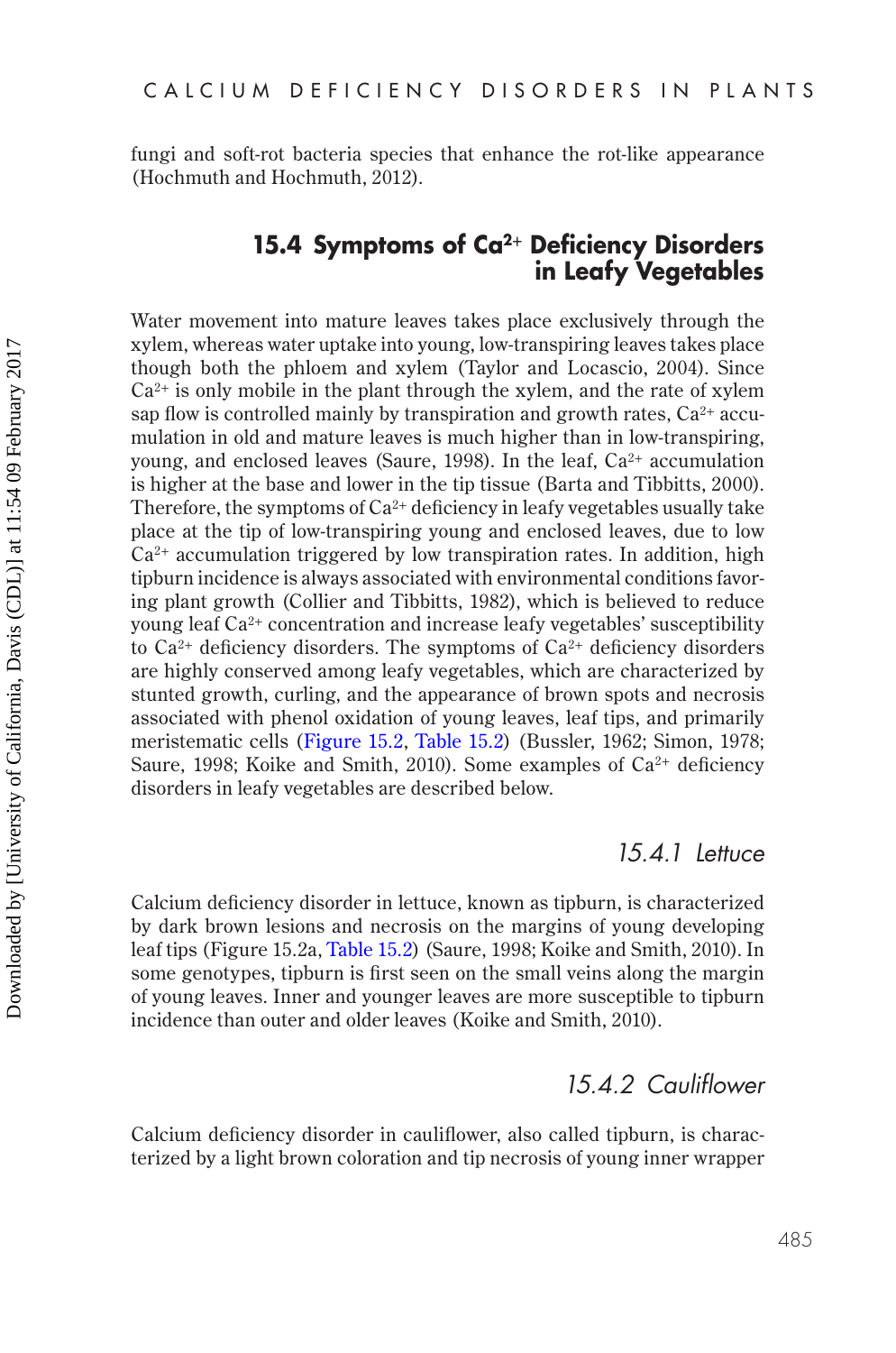fungi and soft-rot bacteria species that enhance the rot-like appearance (Hochmuth and Hochmuth, 2012).

## 15.4 Symptoms of $Ca^{2+}$ Deficiency Disorders in Leafy Vegetables

Water movement into mature leaves takes place exclusively through the xylem, whereas water uptake into young, low-transpiring leaves takes place though both the phloem and xylem (Taylor and Locascio, 2004). Since $Ca^{2+}$ is only mobile in the plant through the xylem, and the rate of xylem sap flow is controlled mainly by transpiration and growth rates, $Ca^{2+}$ accumulation in old and mature leaves is much higher than in low-transpiring, young, and enclosed leaves (Saure, 1998). In the leaf, $Ca^{2+}$ accumulation is higher at the base and lower in the tip tissue (Barta and Tibbitts, 2000). Therefore, the symptoms of $Ca^{2+}$ deficiency in leafy vegetables usually take place at the tip of low-transpiring young and enclosed leaves, due to low $Ca^{2+}$ accumulation triggered by low transpiration rates. In addition, high tipburn incidence is always associated with environmental conditions favoring plant growth (Collier and Tibbitts, 1982), which is believed to reduce young leaf $Ca^{2+}$ concentration and increase leafy vegetables' susceptibility to $Ca^{2+}$ deficiency disorders. The symptoms of $Ca^{2+}$ deficiency disorders are highly conserved among leafy vegetables, which are characterized by stunted growth, curling, and the appearance of brown spots and necrosis associated with phenol oxidation of young leaves, leaf tips, and primarily meristematic cells (Figure 15.2, Table 15.2) (Bussler, 1962; Simon, 1978; Saure, 1998; Koike and Smith, 2010). Some examples of $Ca^{2+}$ deficiency disorders in leafy vegetables are described below.

### *15.4.1 Lettuce*

Calcium deficiency disorder in lettuce, known as tipburn, is characterized by dark brown lesions and necrosis on the margins of young developing leaf tips (Figure 15.2a, Table 15.2) (Saure, 1998; Koike and Smith, 2010). In some genotypes, tipburn is first seen on the small veins along the margin of young leaves. Inner and younger leaves are more susceptible to tipburn incidence than outer and older leaves (Koike and Smith, 2010).

### *15.4.2 Cauliflower*

Calcium deficiency disorder in cauliflower, also called tipburn, is characterized by a light brown coloration and tip necrosis of young inner wrapper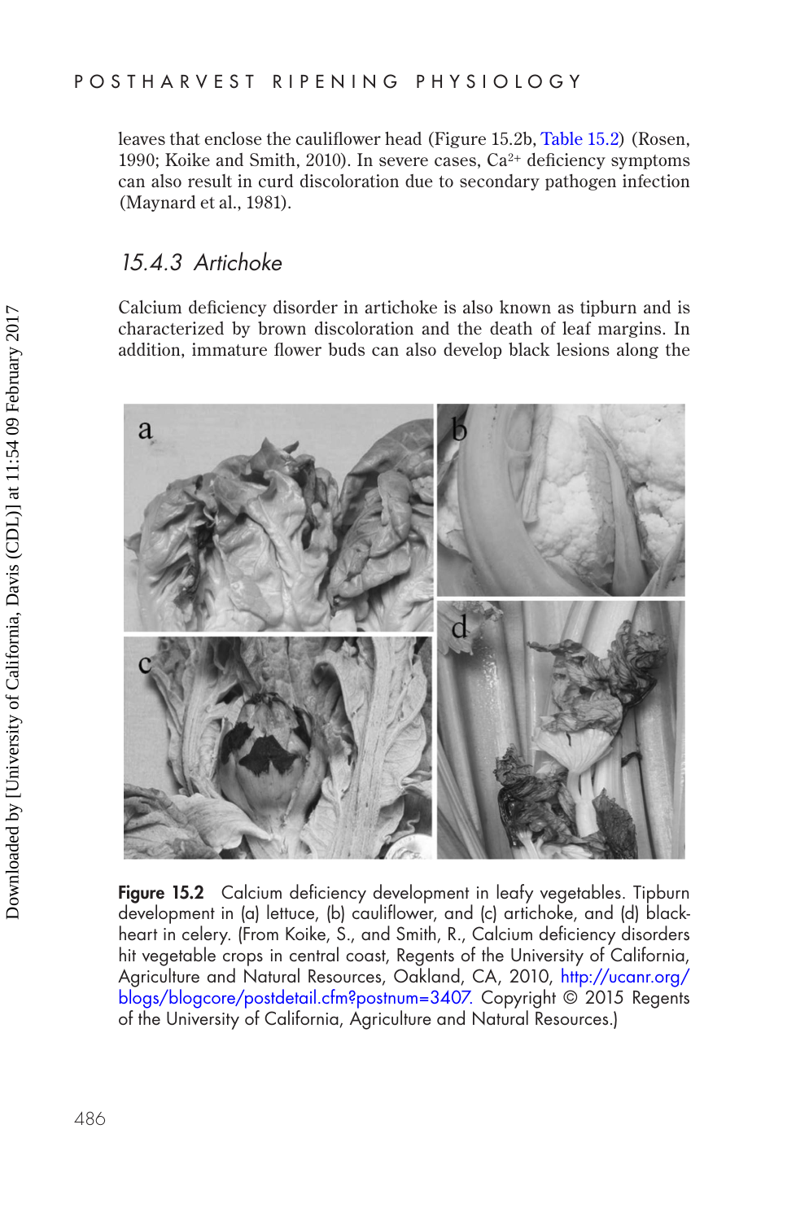leaves that enclose the cauliflower head (Figure 15.2b, Table 15.2) (Rosen, 1990; Koike and Smith, 2010). In severe cases, $Ca^{2+}$ deficiency symptoms can also result in curd discoloration due to secondary pathogen infection (Maynard et al., 1981).

### 15.4.3 Artichoke

Calcium deficiency disorder in artichoke is also known as tipburn and is characterized by brown discoloration and the death of leaf margins. In addition, immature flower buds can also develop black lesions along the

**Figure 15.2** Calcium deficiency development in leafy vegetables. Tipburn development in (a) lettuce, (b) cauliflower, and (c) artichoke, and (d) blackheart in celery. (From Koike, S., and Smith, R., Calcium deficiency disorders hit vegetable crops in central coast, Regents of the University of California, Agriculture and Natural Resources, Oakland, CA, 2010, http://ucanr.org/blogs/blogcore/postdetail.cfm?postnum=3407. Copyright © 2015 Regents of the University of California, Agriculture and Natural Resources.)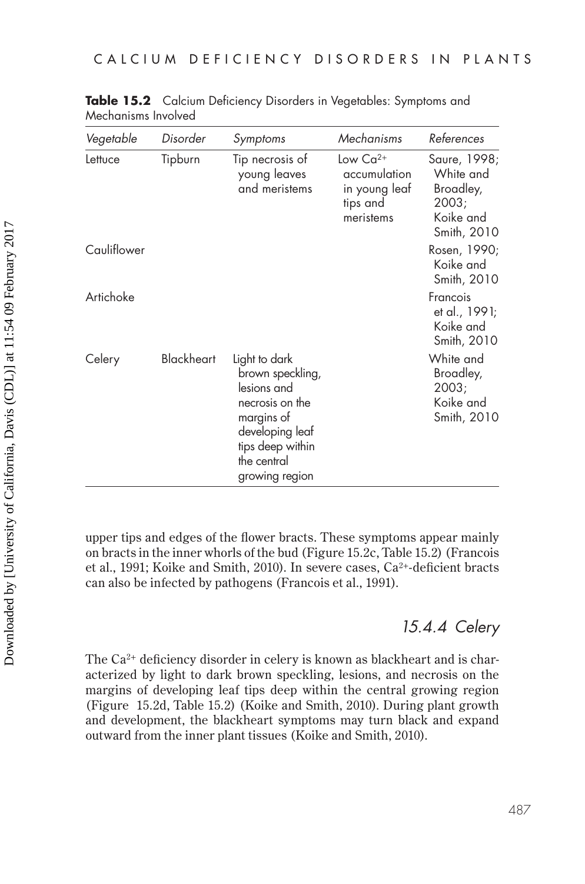**Table 15.2** Calcium Deficiency Disorders in Vegetables: Symptoms and Mechanisms Involved

| *Vegetable* | *Disorder* | *Symptoms* | *Mechanisms* | *References* |
|---|---|---|---|---|
| Lettuce | Tipburn | Tip necrosis of young leaves and meristems | Low $Ca^{2+}$ accumulation in young leaf tips and meristems | Saure, 1998; White and Broadley, 2003; Koike and Smith, 2010 |
| Cauliflower | | | | Rosen, 1990; Koike and Smith, 2010 |
| Artichoke | | | | Francois et al., 1991; Koike and Smith, 2010 |
| Celery | Blackheart | Light to dark brown speckling, lesions and necrosis on the margins of developing leaf tips deep within the central growing region | | White and Broadley, 2003; Koike and Smith, 2010 |

upper tips and edges of the flower bracts. These symptoms appear mainly on bracts in the inner whorls of the bud (Figure 15.2c, Table 15.2) (Francois et al., 1991; Koike and Smith, 2010). In severe cases, $Ca^{2+}$-deficient bracts can also be infected by pathogens (Francois et al., 1991).

### *15.4.4 Celery*

The $Ca^{2+}$ deficiency disorder in celery is known as blackheart and is characterized by light to dark brown speckling, lesions, and necrosis on the margins of developing leaf tips deep within the central growing region (Figure 15.2d, Table 15.2) (Koike and Smith, 2010). During plant growth and development, the blackheart symptoms may turn black and expand outward from the inner plant tissues (Koike and Smith, 2010).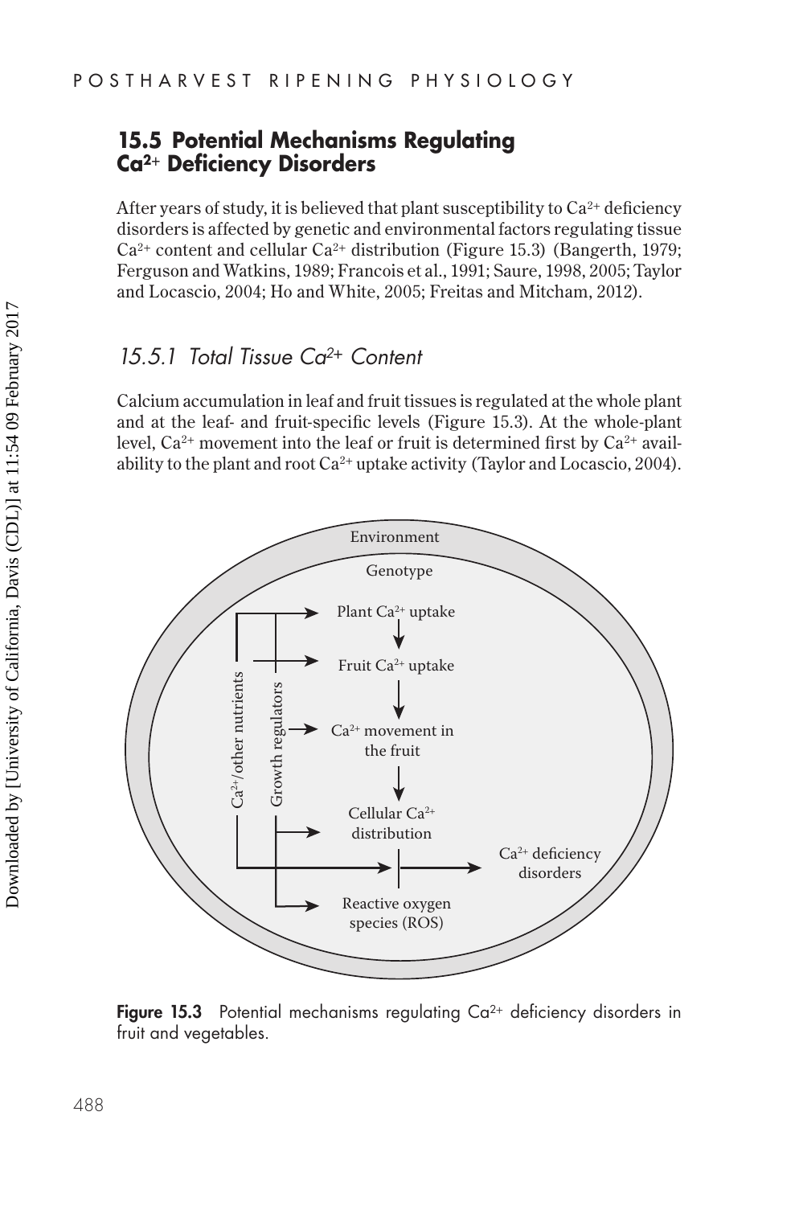## 15.5 Potential Mechanisms Regulating $Ca^{2+}$ Deficiency Disorders

After years of study, it is believed that plant susceptibility to $Ca^{2+}$ deficiency disorders is affected by genetic and environmental factors regulating tissue $Ca^{2+}$ content and cellular $Ca^{2+}$ distribution (Figure 15.3) (Bangerth, 1979; Ferguson and Watkins, 1989; Francois et al., 1991; Saure, 1998, 2005; Taylor and Locascio, 2004; Ho and White, 2005; Freitas and Mitcham, 2012).

### *15.5.1 Total Tissue $Ca^{2+}$ Content*

Calcium accumulation in leaf and fruit tissues is regulated at the whole plant and at the leaf- and fruit-specific levels (Figure 15.3). At the whole-plant level, $Ca^{2+}$ movement into the leaf or fruit is determined first by $Ca^{2+}$ availability to the plant and root $Ca^{2+}$ uptake activity (Taylor and Locascio, 2004).

**Figure 15.3** Potential mechanisms regulating $Ca^{2+}$ deficiency disorders in fruit and vegetables.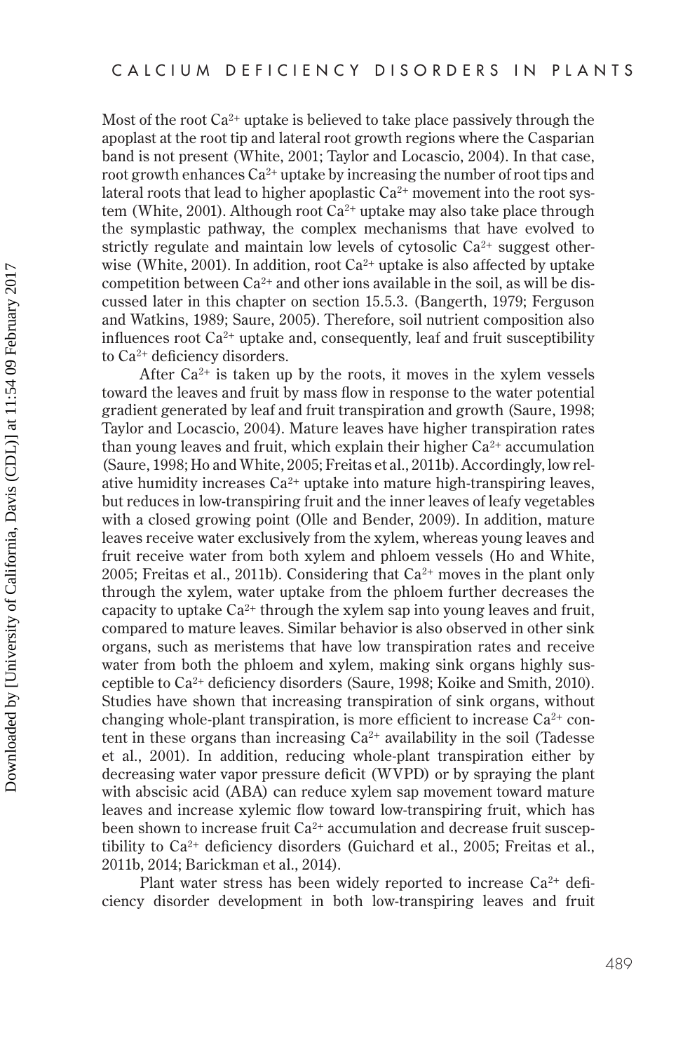Most of the root $Ca^{2+}$ uptake is believed to take place passively through the apoplast at the root tip and lateral root growth regions where the Casparian band is not present (White, 2001; Taylor and Locascio, 2004). In that case, root growth enhances $Ca^{2+}$ uptake by increasing the number of root tips and lateral roots that lead to higher apoplastic $Ca^{2+}$ movement into the root system (White, 2001). Although root $Ca^{2+}$ uptake may also take place through the symplastic pathway, the complex mechanisms that have evolved to strictly regulate and maintain low levels of cytosolic $Ca^{2+}$ suggest otherwise (White, 2001). In addition, root $Ca^{2+}$ uptake is also affected by uptake competition between $Ca^{2+}$ and other ions available in the soil, as will be discussed later in this chapter on section 15.5.3. (Bangerth, 1979; Ferguson and Watkins, 1989; Saure, 2005). Therefore, soil nutrient composition also influences root $Ca^{2+}$ uptake and, consequently, leaf and fruit susceptibility to $Ca^{2+}$ deficiency disorders.

After $Ca^{2+}$ is taken up by the roots, it moves in the xylem vessels toward the leaves and fruit by mass flow in response to the water potential gradient generated by leaf and fruit transpiration and growth (Saure, 1998; Taylor and Locascio, 2004). Mature leaves have higher transpiration rates than young leaves and fruit, which explain their higher $Ca^{2+}$ accumulation (Saure, 1998; Ho and White, 2005; Freitas et al., 2011b). Accordingly, low relative humidity increases $Ca^{2+}$ uptake into mature high-transpiring leaves, but reduces in low-transpiring fruit and the inner leaves of leafy vegetables with a closed growing point (Olle and Bender, 2009). In addition, mature leaves receive water exclusively from the xylem, whereas young leaves and fruit receive water from both xylem and phloem vessels (Ho and White, 2005; Freitas et al., 2011b). Considering that $Ca^{2+}$ in the plant only moves through the xylem, water uptake from the phloem further decreases the capacity to uptake $Ca^{2+}$ through the xylem sap into young leaves and fruit, compared to mature leaves. Similar behavior is also observed in other sink organs, such as meristems that have low transpiration rates and receive water from both the phloem and xylem, making sink organs highly susceptible to $Ca^{2+}$ deficiency disorders (Saure, 1998; Koike and Smith, 2010). Studies have shown that increasing transpiration of sink organs, without changing whole-plant transpiration, is more efficient to increase $Ca^{2+}$ content in these organs than increasing $Ca^{2+}$ availability in the soil (Tadesse et al., 2001). In addition, reducing whole-plant transpiration either by decreasing water vapor pressure deficit (WVPD) or by spraying the plant with abscisic acid (ABA) can reduce xylem sap movement toward mature leaves and increase xylemic flow toward low-transpiring fruit, which has been shown to increase fruit $Ca^{2+}$ accumulation and decrease fruit susceptibility to $Ca^{2+}$ deficiency disorders (Guichard et al., 2005; Freitas et al., 2011b, 2014; Barickman et al., 2014).

Plant water stress has been widely reported to increase $Ca^{2+}$ deficiency disorder development in both low-transpiring leaves and fruit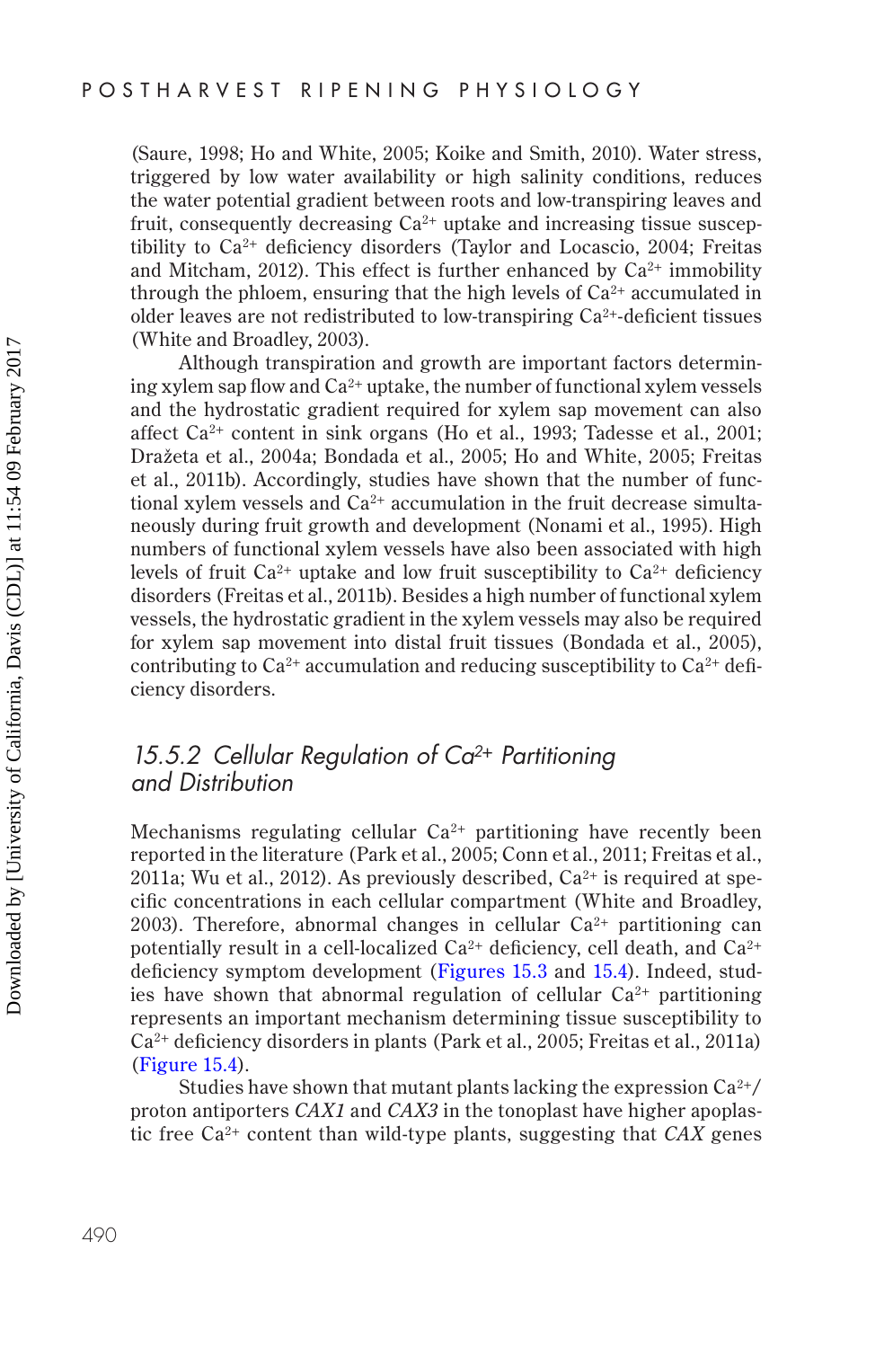(Saure, 1998; Ho and White, 2005; Koike and Smith, 2010). Water stress, triggered by low water availability or high salinity conditions, reduces the water potential gradient between roots and low-transpiring leaves and fruit, consequently decreasing $Ca^{2+}$ uptake and increasing tissue susceptibility to $Ca^{2+}$ deficiency disorders (Taylor and Locascio, 2004; Freitas and Mitcham, 2012). This effect is further enhanced by $Ca^{2+}$ immobility through the phloem, ensuring that the high levels of $Ca^{2+}$ accumulated in older leaves are not redistributed to low-transpiring $Ca^{2+}$-deficient tissues (White and Broadley, 2003).

Although transpiration and growth are important factors determining xylem sap flow and $Ca^{2+}$ uptake, the number of functional xylem vessels and the hydrostatic gradient required for xylem sap movement can also affect $Ca^{2+}$ content in sink organs (Ho et al., 1993; Tadesse et al., 2001; Dražeta et al., 2004a; Bondada et al., 2005; Ho and White, 2005; Freitas et al., 2011b). Accordingly, studies have shown that the number of functional xylem vessels and $Ca^{2+}$ accumulation in the fruit decrease simultaneously during fruit growth and development (Nonami et al., 1995). High numbers of functional xylem vessels have also been associated with high levels of fruit $Ca^{2+}$ uptake and low fruit susceptibility to $Ca^{2+}$ deficiency disorders (Freitas et al., 2011b). Besides a high number of functional xylem vessels, the hydrostatic gradient in the xylem vessels may also be required for xylem sap movement into distal fruit tissues (Bondada et al., 2005), contributing to $Ca^{2+}$ accumulation and reducing susceptibility to $Ca^{2+}$ deficiency disorders.

### *15.5.2 Cellular Regulation of $Ca^{2+}$ Partitioning and Distribution*

Mechanisms regulating cellular $Ca^{2+}$ partitioning have recently been reported in the literature (Park et al., 2005; Conn et al., 2011; Freitas et al., 2011a; Wu et al., 2012). As previously described, $Ca^{2+}$ is required at specific concentrations in each cellular compartment (White and Broadley, 2003). Therefore, abnormal changes in cellular $Ca^{2+}$ partitioning can potentially result in a cell-localized $Ca^{2+}$ deficiency, cell death, and $Ca^{2+}$ deficiency symptom development (Figures 15.3 and 15.4). Indeed, studies have shown that abnormal regulation of cellular $Ca^{2+}$ partitioning represents an important mechanism determining tissue susceptibility to $Ca^{2+}$ deficiency disorders in plants (Park et al., 2005; Freitas et al., 2011a) (Figure 15.4).

Studies have shown that mutant plants lacking the expression $Ca^{2+}$/proton antiporters *CAX1* and *CAX3* in the tonoplast have higher apoplastic free $Ca^{2+}$ content than wild-type plants, suggesting that *CAX* genes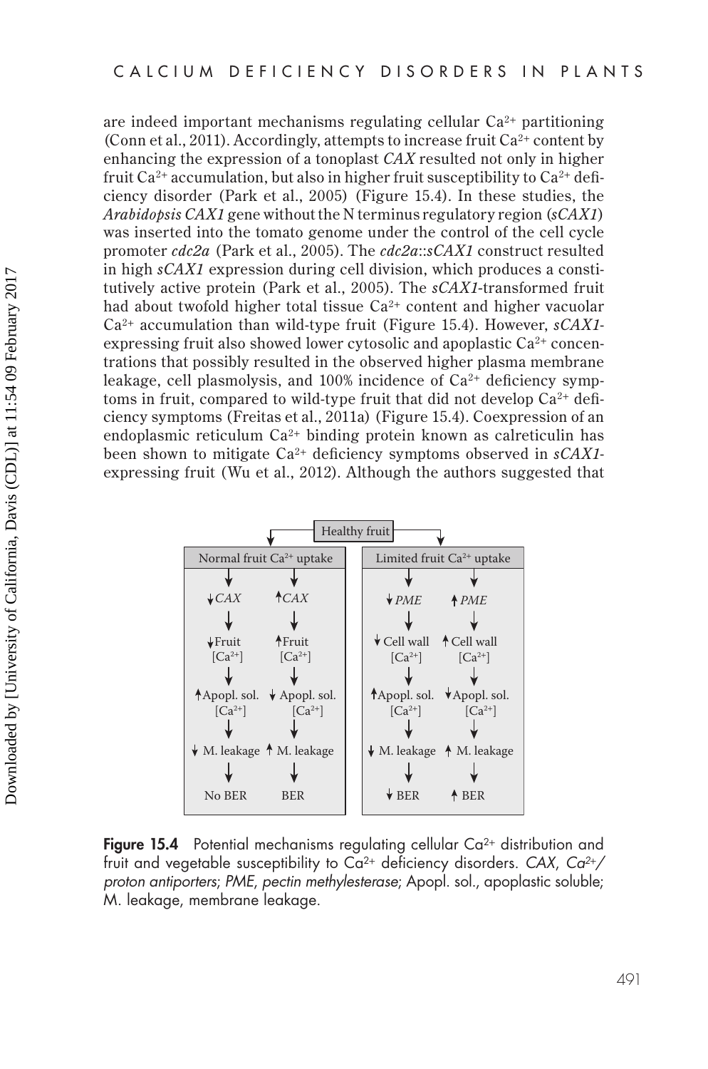are indeed important mechanisms regulating cellular $Ca^{2+}$ partitioning (Conn et al., 2011). Accordingly, attempts to increase fruit $Ca^{2+}$ content by enhancing the expression of a tonoplast *CAX* resulted not only in higher fruit $Ca^{2+}$ accumulation, but also in higher fruit susceptibility to $Ca^{2+}$ deficiency disorder (Park et al., 2005) (Figure 15.4). In these studies, the *Arabidopsis CAX1* gene without the N terminus regulatory region (*sCAX1*) was inserted into the tomato genome under the control of the cell cycle promoter *cdc2a* (Park et al., 2005). The *cdc2a*::*sCAX1* construct resulted in high *sCAX1* expression during cell division, which produces a constitutively active protein (Park et al., 2005). The *sCAX1*-transformed fruit had about twofold higher total tissue $Ca^{2+}$ content and higher vacuolar $Ca^{2+}$ accumulation than wild-type fruit (Figure 15.4). However, *sCAX1*-expressing fruit also showed lower cytosolic and apoplastic $Ca^{2+}$ concentrations that possibly resulted in the observed higher plasma membrane leakage, cell plasmolysis, and 100% incidence of $Ca^{2+}$ deficiency symptoms in fruit, compared to wild-type fruit that did not develop $Ca^{2+}$ deficiency symptoms (Freitas et al., 2011a) (Figure 15.4). Coexpression of an endoplasmic reticulum $Ca^{2+}$ binding protein known as calreticulin has been shown to mitigate $Ca^{2+}$ deficiency symptoms observed in *sCAX1*-expressing fruit (Wu et al., 2012). Although the authors suggested that

Healthy fruit

| Normal fruit $Ca^{2+}$ uptake | | Limited fruit $Ca^{2+}$ uptake | |
|---|---|---|---|
| ↓ *CAX* | ↑ *CAX* | ↓ *PME* | ↑ *PME* |
| ↓ Fruit $[Ca^{2+}]$ | ↑ Fruit $[Ca^{2+}]$ | ↓ Cell wall $[Ca^{2+}]$ | ↑ Cell wall $[Ca^{2+}]$ |
| ↑ Apopl. sol. $[Ca^{2+}]$ | ↓ Apopl. sol. $[Ca^{2+}]$ | ↑ Apopl. sol. $[Ca^{2+}]$ | ↓ Apopl. sol. $[Ca^{2+}]$ |
| ↓ M. leakage | ↑ M. leakage | ↓ M. leakage | ↑ M. leakage |
| No BER | BER | ↓ BER | ↑ BER |

**Figure 15.4** Potential mechanisms regulating cellular $Ca^{2+}$ distribution and fruit and vegetable susceptibility to $Ca^{2+}$ deficiency disorders. *CAX*, *$Ca^{2+}$/proton antiporters*; *PME*, *pectin methylesterase*; Apopl. sol., apoplastic soluble; M. leakage, membrane leakage.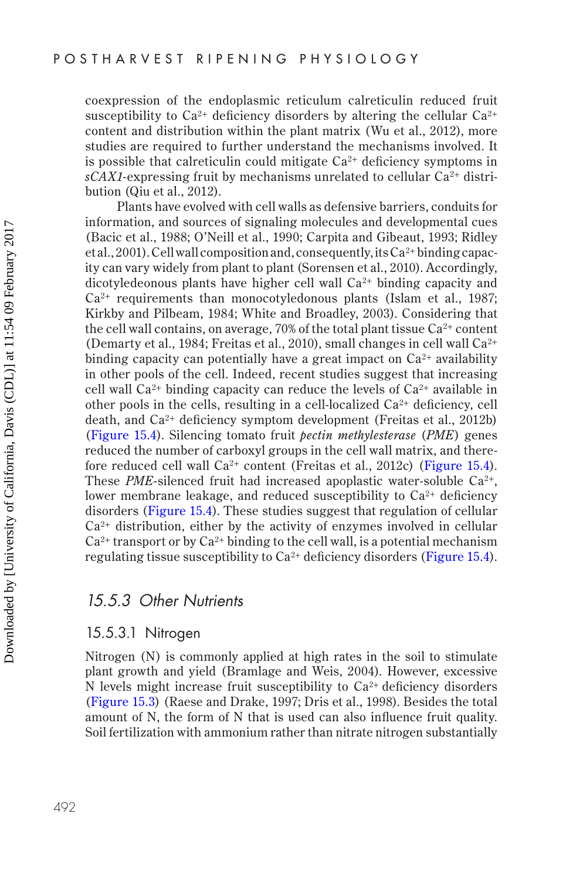coexpression of the endoplasmic reticulum calreticulin reduced fruit susceptibility to $Ca^{2+}$ deficiency disorders by altering the cellular $Ca^{2+}$ content and distribution within the plant matrix (Wu et al., 2012), more studies are required to further understand the mechanisms involved. It is possible that calreticulin could mitigate $Ca^{2+}$ deficiency symptoms in *sCAX1*-expressing fruit by mechanisms unrelated to cellular $Ca^{2+}$ distribution (Qiu et al., 2012).

Plants have evolved with cell walls as defensive barriers, conduits for information, and sources of signaling molecules and developmental cues (Bacic et al., 1988; O'Neill et al., 1990; Carpita and Gibeaut, 1993; Ridley et al., 2001). Cell wall composition and, consequently, its $Ca^{2+}$ binding capacity can vary widely from plant to plant (Sorensen et al., 2010). Accordingly, dicotyledeonous plants have higher cell wall $Ca^{2+}$ binding capacity and $Ca^{2+}$ requirements than monocotyledonous plants (Islam et al., 1987; Kirkby and Pilbeam, 1984; White and Broadley, 2003). Considering that the cell wall contains, on average, 70% of the total plant tissue $Ca^{2+}$ content (Demarty et al., 1984; Freitas et al., 2010), small changes in cell wall $Ca^{2+}$ binding capacity can potentially have a great impact on $Ca^{2+}$ availability in other pools of the cell. Indeed, recent studies suggest that increasing cell wall $Ca^{2+}$ binding capacity can reduce the levels of $Ca^{2+}$ available in other pools in the cells, resulting in a cell-localized $Ca^{2+}$ deficiency, cell death, and $Ca^{2+}$ deficiency symptom development (Freitas et al., 2012b) (Figure 15.4). Silencing tomato fruit *pectin methylesterase* (*PME*) genes reduced the number of carboxyl groups in the cell wall matrix, and therefore reduced cell wall $Ca^{2+}$ content (Freitas et al., 2012c) (Figure 15.4). These *PME*-silenced fruit had increased apoplastic water-soluble $Ca^{2+}$, lower membrane leakage, and reduced susceptibility to $Ca^{2+}$ deficiency disorders (Figure 15.4). These studies suggest that regulation of cellular $Ca^{2+}$ distribution, either by the activity of enzymes involved in cellular $Ca^{2+}$ transport or by $Ca^{2+}$ binding to the cell wall, is a potential mechanism regulating tissue susceptibility to $Ca^{2+}$ deficiency disorders (Figure 15.4).

### 15.5.3 Other Nutrients

#### 15.5.3.1 Nitrogen

Nitrogen (N) is commonly applied at high rates in the soil to stimulate plant growth and yield (Bramlage and Weis, 2004). However, excessive N levels might increase fruit susceptibility to $Ca^{2+}$ deficiency disorders (Figure 15.3) (Raese and Drake, 1997; Dris et al., 1998). Besides the total amount of N, the form of N that is used can also influence fruit quality. Soil fertilization with ammonium rather than nitrate nitrogen substantially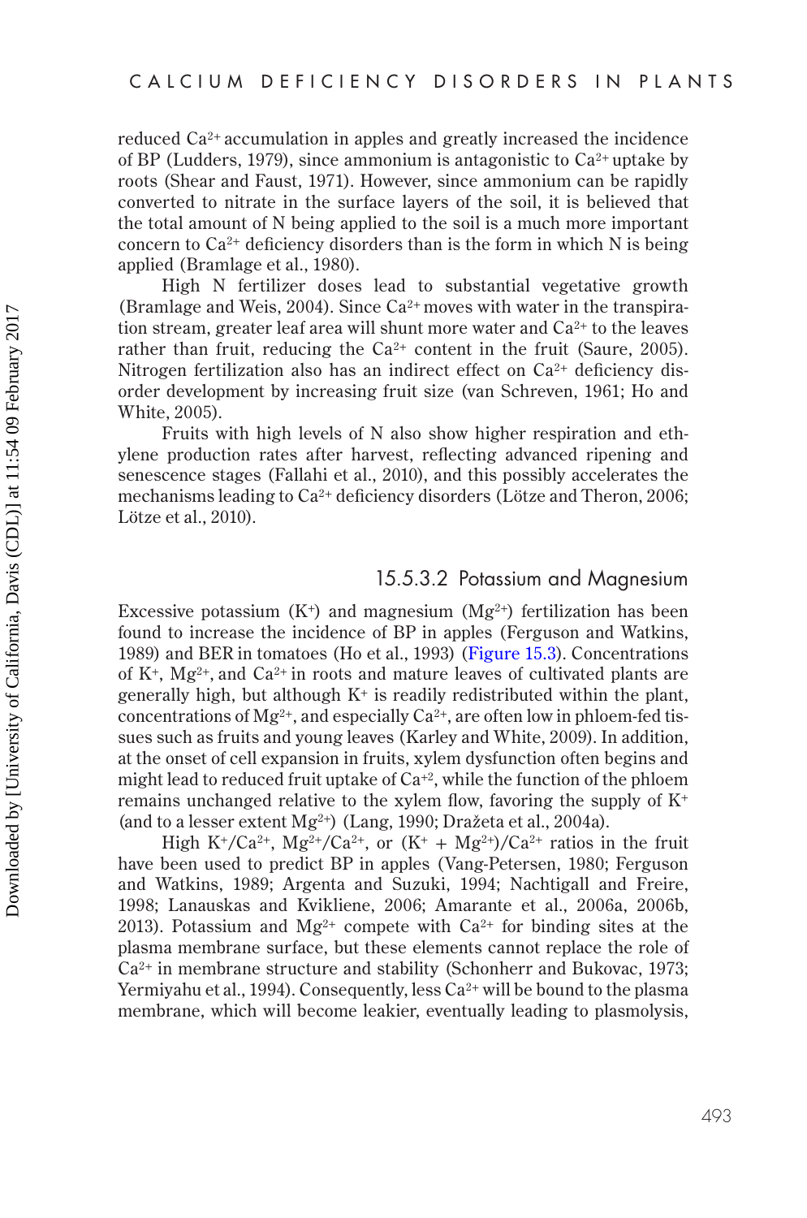reduced $Ca^{2+}$ accumulation in apples and greatly increased the incidence of BP (Ludders, 1979), since ammonium is antagonistic to $Ca^{2+}$ uptake by roots (Shear and Faust, 1971). However, since ammonium can be rapidly converted to nitrate in the surface layers of the soil, it is believed that the total amount of N being applied to the soil is a much more important concern to $Ca^{2+}$ deficiency disorders than is the form in which N is being applied (Bramlage et al., 1980).

High N fertilizer doses lead to substantial vegetative growth (Bramlage and Weis, 2004). Since $Ca^{2+}$ moves with water in the transpiration stream, greater leaf area will shunt more water and $Ca^{2+}$ to the leaves rather than fruit, reducing the $Ca^{2+}$ content in the fruit (Saure, 2005). Nitrogen fertilization also has an indirect effect on $Ca^{2+}$ deficiency disorder development by increasing fruit size (van Schreven, 1961; Ho and White, 2005).

Fruits with high levels of N also show higher respiration and ethylene production rates after harvest, reflecting advanced ripening and senescence stages (Fallahi et al., 2010), and this possibly accelerates the mechanisms leading to $Ca^{2+}$ deficiency disorders (Lötze and Theron, 2006; Lötze et al., 2010).

#### 15.5.3.2 Potassium and Magnesium

Excessive potassium ($K^+$) and magnesium ($Mg^{2+}$) fertilization has been found to increase the incidence of BP in apples (Ferguson and Watkins, 1989) and BER in tomatoes (Ho et al., 1993) (Figure 15.3). Concentrations of $K^+$, $Mg^{2+}$, and $Ca^{2+}$ in roots and mature leaves of cultivated plants are generally high, but although $K^+$ is readily redistributed within the plant, concentrations of $Mg^{2+}$, and especially $Ca^{2+}$, are often low in phloem-fed tissues such as fruits and young leaves (Karley and White, 2009). In addition, at the onset of cell expansion in fruits, xylem dysfunction often begins and might lead to reduced fruit uptake of $Ca^{+2}$, while the function of the phloem remains unchanged relative to the xylem flow, favoring the supply of $K^+$ (and to a lesser extent $Mg^{2+}$) (Lang, 1990; Dražeta et al., 2004a).

High $K^+/Ca^{2+}$, $Mg^{2+}/Ca^{2+}$, or $(K^+ + Mg^{2+})/Ca^{2+}$ ratios in the fruit have been used to predict BP in apples (Vang-Petersen, 1980; Ferguson and Watkins, 1989; Argenta and Suzuki, 1994; Nachtigall and Freire, 1998; Lanauskas and Kvikliene, 2006; Amarante et al., 2006a, 2006b, 2013). Potassium and $Mg^{2+}$ compete with $Ca^{2+}$ for binding sites at the plasma membrane surface, but these elements cannot replace the role of $Ca^{2+}$ in membrane structure and stability (Schonherr and Bukovac, 1973; Yermiyahu et al., 1994). Consequently, less $Ca^{2+}$ will be bound to the plasma membrane, which will become leakier, eventually leading to plasmolysis,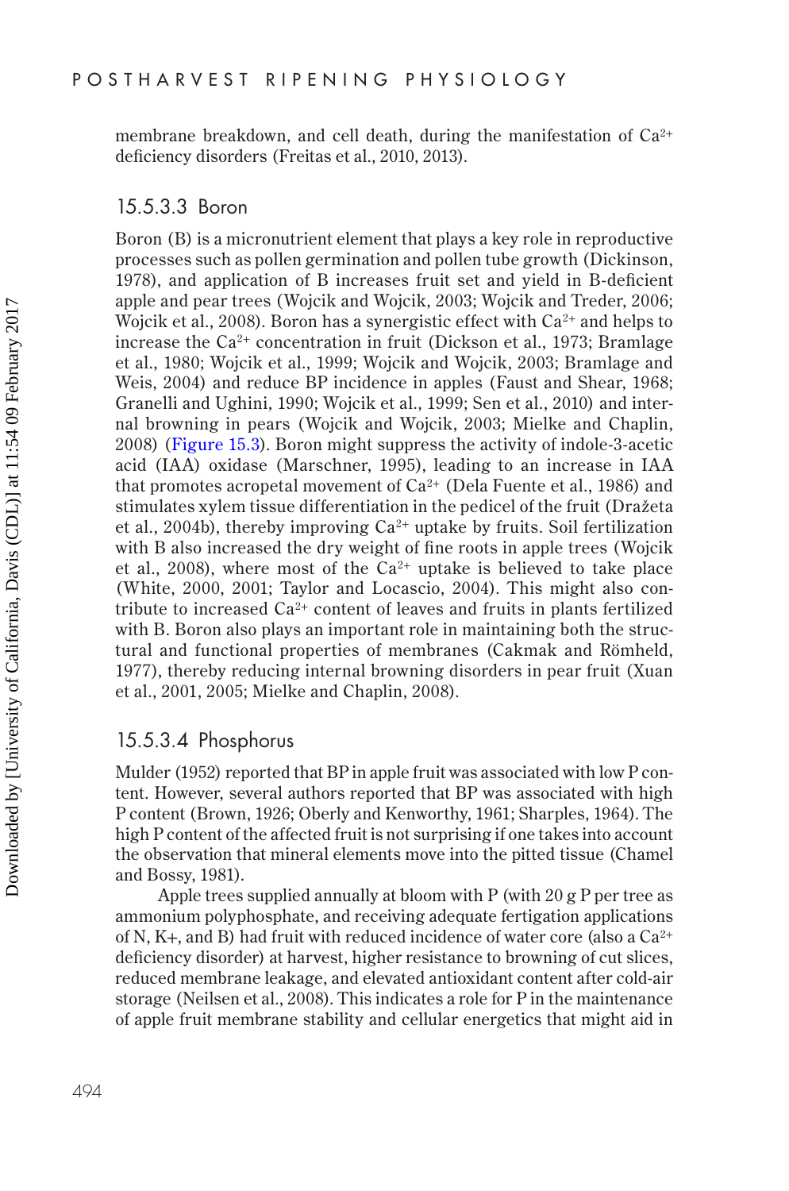membrane breakdown, and cell death, during the manifestation of $Ca^{2+}$ deficiency disorders (Freitas et al., 2010, 2013).

### 15.5.3.3 Boron

Boron (B) is a micronutrient element that plays a key role in reproductive processes such as pollen germination and pollen tube growth (Dickinson, 1978), and application of B increases fruit set and yield in B-deficient apple and pear trees (Wojcik and Wojcik, 2003; Wojcik and Treder, 2006; Wojcik et al., 2008). Boron has a synergistic effect with $Ca^{2+}$ and helps to increase the $Ca^{2+}$ concentration in fruit (Dickson et al., 1973; Bramlage et al., 1980; Wojcik et al., 1999; Wojcik and Wojcik, 2003; Bramlage and Weis, 2004) and reduce BP incidence in apples (Faust and Shear, 1968; Granelli and Ughini, 1990; Wojcik et al., 1999; Sen et al., 2010) and internal browning in pears (Wojcik and Wojcik, 2003; Mielke and Chaplin, 2008) (Figure 15.3). Boron might suppress the activity of indole-3-acetic acid (IAA) oxidase (Marschner, 1995), leading to an increase in IAA that promotes acropetal movement of $Ca^{2+}$ (Dela Fuente et al., 1986) and stimulates xylem tissue differentiation in the pedicel of the fruit (Dražeta et al., 2004b), thereby improving $Ca^{2+}$ uptake by fruits. Soil fertilization with B also increased the dry weight of fine roots in apple trees (Wojcik et al., 2008), where most of the $Ca^{2+}$ uptake is believed to take place (White, 2000, 2001; Taylor and Locascio, 2004). This might also contribute to increased $Ca^{2+}$ content of leaves and fruits in plants fertilized with B. Boron also plays an important role in maintaining both the structural and functional properties of membranes (Cakmak and Römheld, 1977), thereby reducing internal browning disorders in pear fruit (Xuan et al., 2001, 2005; Mielke and Chaplin, 2008).

### 15.5.3.4 Phosphorus

Mulder (1952) reported that BP in apple fruit was associated with low P content. However, several authors reported that BP was associated with high P content (Brown, 1926; Oberly and Kenworthy, 1961; Sharples, 1964). The high P content of the affected fruit is not surprising if one takes into account the observation that mineral elements move into the pitted tissue (Chamel and Bossy, 1981).

Apple trees supplied annually at bloom with P (with 20 g P per tree as ammonium polyphosphate, and receiving adequate fertigation applications of N, K+, and B) had fruit with reduced incidence of water core (also a $Ca^{2+}$ deficiency disorder) at harvest, higher resistance to browning of cut slices, reduced membrane leakage, and elevated antioxidant content after cold-air storage (Neilsen et al., 2008). This indicates a role for P in the maintenance of apple fruit membrane stability and cellular energetics that might aid in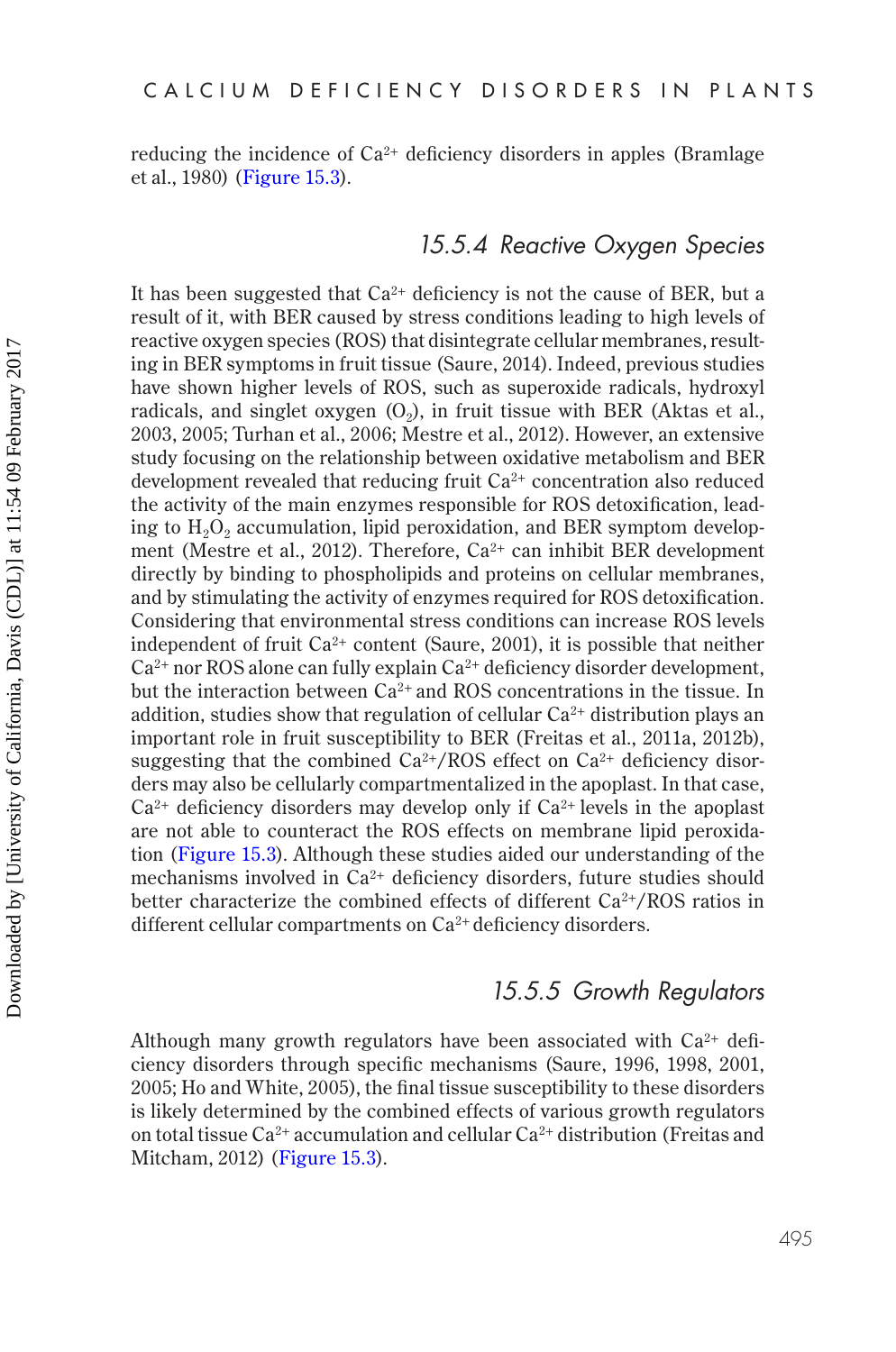reducing the incidence of $Ca^{2+}$ deficiency disorders in apples (Bramlage et al., 1980) (Figure 15.3).

### 15.5.4 Reactive Oxygen Species

It has been suggested that $Ca^{2+}$ deficiency is not the cause of BER, but a result of it, with BER caused by stress conditions leading to high levels of reactive oxygen species (ROS) that disintegrate cellular membranes, resulting in BER symptoms in fruit tissue (Saure, 2014). Indeed, previous studies have shown higher levels of ROS, such as superoxide radicals, hydroxyl radicals, and singlet oxygen ($O_2$), in fruit tissue with BER (Aktas et al., 2003, 2005; Turhan et al., 2006; Mestre et al., 2012). However, an extensive study focusing on the relationship between oxidative metabolism and BER development revealed that reducing fruit $Ca^{2+}$ concentration also reduced the activity of the main enzymes responsible for ROS detoxification, leading to $H_2O_2$ accumulation, lipid peroxidation, and BER symptom development (Mestre et al., 2012). Therefore, $Ca^{2+}$ can inhibit BER development directly by binding to phospholipids and proteins on cellular membranes, and by stimulating the activity of enzymes required for ROS detoxification. Considering that environmental stress conditions can increase ROS levels independent of fruit $Ca^{2+}$ content (Saure, 2001), it is possible that neither $Ca^{2+}$ nor ROS alone can fully explain $Ca^{2+}$ deficiency disorder development, but the interaction between $Ca^{2+}$ and ROS concentrations in the tissue. In addition, studies show that regulation of cellular $Ca^{2+}$ distribution plays an important role in fruit susceptibility to BER (Freitas et al., 2011a, 2012b), suggesting that the combined $Ca^{2+}$/ROS effect on $Ca^{2+}$ deficiency disorders may also be cellularly compartmentalized in the apoplast. In that case, $Ca^{2+}$ deficiency disorders may develop only if $Ca^{2+}$ levels in the apoplast are not able to counteract the ROS effects on membrane lipid peroxidation (Figure 15.3). Although these studies aided our understanding of the mechanisms involved in $Ca^{2+}$ deficiency disorders, future studies should better characterize the combined effects of different $Ca^{2+}$/ROS ratios in different cellular compartments on $Ca^{2+}$ deficiency disorders.

### 15.5.5 Growth Regulators

Although many growth regulators have been associated with $Ca^{2+}$ deficiency disorders through specific mechanisms (Saure, 1996, 1998, 2001, 2005; Ho and White, 2005), the final tissue susceptibility to these disorders is likely determined by the combined effects of various growth regulators on total tissue $Ca^{2+}$ accumulation and cellular $Ca^{2+}$ distribution (Freitas and Mitcham, 2012) (Figure 15.3).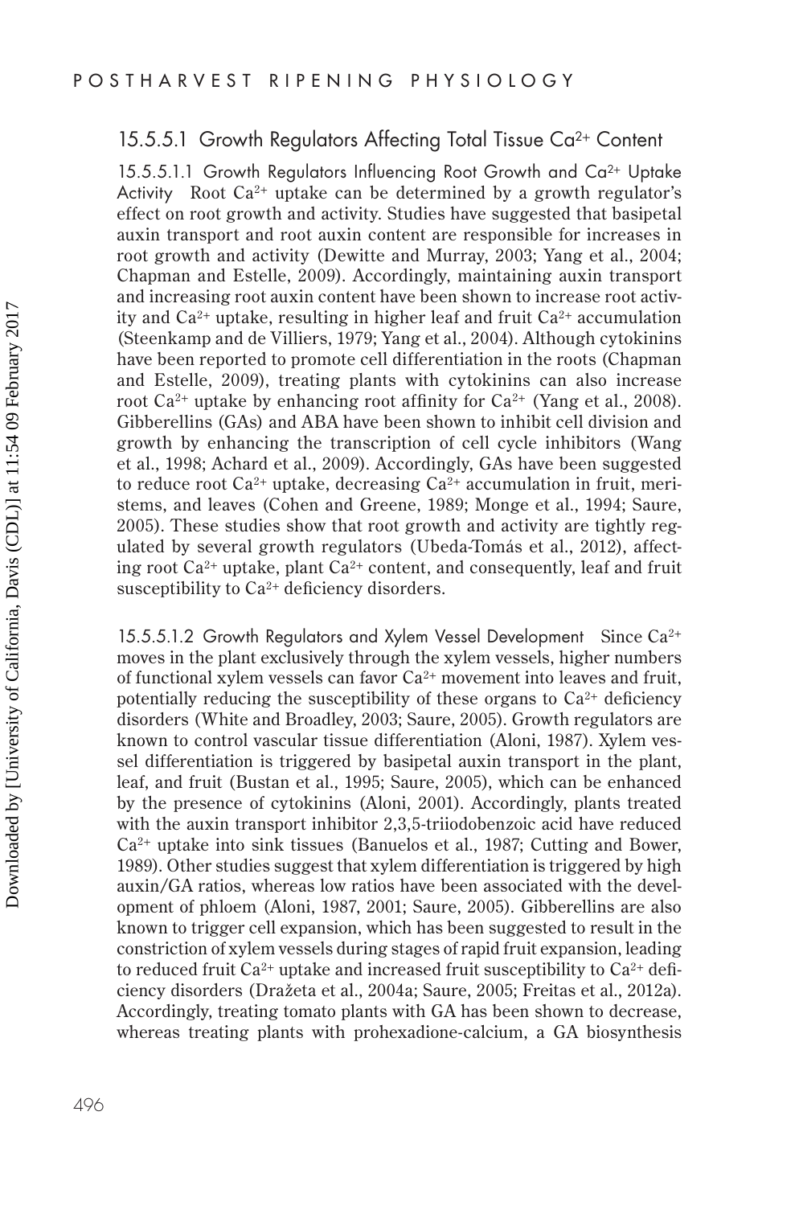### 15.5.5.1 Growth Regulators Affecting Total Tissue $Ca^{2+}$ Content

**15.5.5.1.1 Growth Regulators Influencing Root Growth and $Ca^{2+}$ Uptake Activity** Root $Ca^{2+}$ uptake can be determined by a growth regulator's effect on root growth and activity. Studies have suggested that basipetal auxin transport and root auxin content are responsible for increases in root growth and activity (Dewitte and Murray, 2003; Yang et al., 2004; Chapman and Estelle, 2009). Accordingly, maintaining auxin transport and increasing root auxin content have been shown to increase root activity and $Ca^{2+}$ uptake, resulting in higher leaf and fruit $Ca^{2+}$ accumulation (Steenkamp and de Villiers, 1979; Yang et al., 2004). Although cytokinins have been reported to promote cell differentiation in the roots (Chapman and Estelle, 2009), treating plants with cytokinins can also increase root $Ca^{2+}$ uptake by enhancing root affinity for $Ca^{2+}$ (Yang et al., 2008). Gibberellins (GAs) and ABA have been shown to inhibit cell division and growth by enhancing the transcription of cell cycle inhibitors (Wang et al., 1998; Achard et al., 2009). Accordingly, GAs have been suggested to reduce root $Ca^{2+}$ uptake, decreasing $Ca^{2+}$ accumulation in fruit, meristems, and leaves (Cohen and Greene, 1989; Monge et al., 1994; Saure, 2005). These studies show that root growth and activity are tightly regulated by several growth regulators (Ubeda-Tomás et al., 2012), affecting root $Ca^{2+}$ uptake, plant $Ca^{2+}$ content, and consequently, leaf and fruit susceptibility to $Ca^{2+}$ deficiency disorders.

**15.5.5.1.2 Growth Regulators and Xylem Vessel Development** Since $Ca^{2+}$ moves in the plant exclusively through the xylem vessels, higher numbers of functional xylem vessels can favor $Ca^{2+}$ movement into leaves and fruit, potentially reducing the susceptibility of these organs to $Ca^{2+}$ deficiency disorders (White and Broadley, 2003; Saure, 2005). Growth regulators are known to control vascular tissue differentiation (Aloni, 1987). Xylem vessel differentiation is triggered by basipetal auxin transport in the plant, leaf, and fruit (Bustan et al., 1995; Saure, 2005), which can be enhanced by the presence of cytokinins (Aloni, 2001). Accordingly, plants treated with the auxin transport inhibitor 2,3,5-triiodobenzoic acid have reduced $Ca^{2+}$ uptake into sink tissues (Banuelos et al., 1987; Cutting and Bower, 1989). Other studies suggest that xylem differentiation is triggered by high auxin/GA ratios, whereas low ratios have been associated with the development of phloem (Aloni, 1987, 2001; Saure, 2005). Gibberellins are also known to trigger cell expansion, which has been suggested to result in the constriction of xylem vessels during stages of rapid fruit expansion, leading to reduced fruit $Ca^{2+}$ uptake and increased fruit susceptibility to $Ca^{2+}$ deficiency disorders (Dražeta et al., 2004a; Saure, 2005; Freitas et al., 2012a). Accordingly, treating tomato plants with GA has been shown to decrease, whereas treating plants with prohexadione-calcium, a GA biosynthesis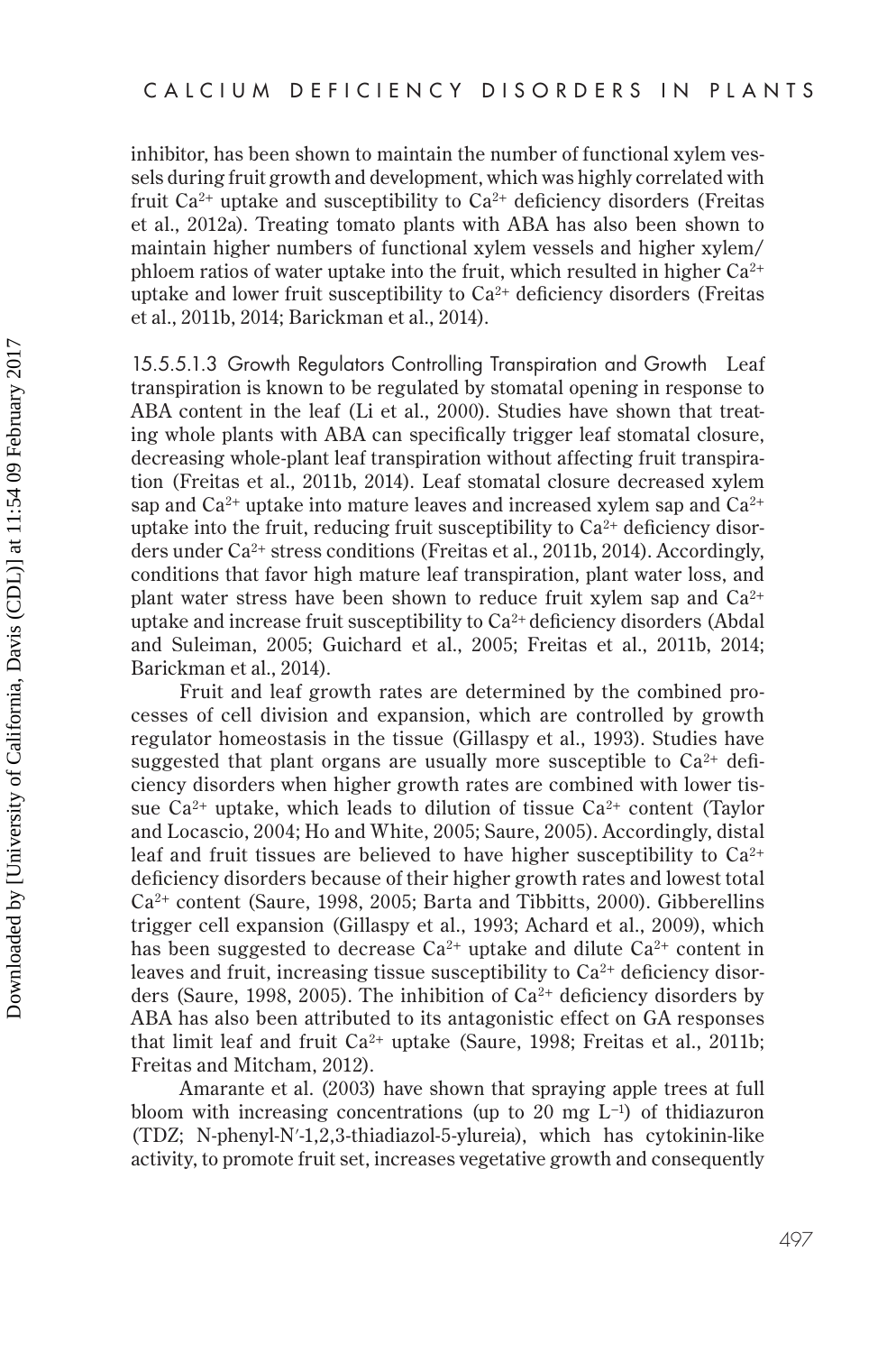inhibitor, has been shown to maintain the number of functional xylem vessels during fruit growth and development, which was highly correlated with fruit $Ca^{2+}$ uptake and susceptibility to $Ca^{2+}$ deficiency disorders (Freitas et al., 2012a). Treating tomato plants with ABA has also been shown to maintain higher numbers of functional xylem vessels and higher xylem/phloem ratios of water uptake into the fruit, which resulted in higher $Ca^{2+}$ uptake and lower fruit susceptibility to $Ca^{2+}$ deficiency disorders (Freitas et al., 2011b, 2014; Barickman et al., 2014).

15.5.5.1.3 Growth Regulators Controlling Transpiration and Growth Leaf transpiration is known to be regulated by stomatal opening in response to ABA content in the leaf (Li et al., 2000). Studies have shown that treating whole plants with ABA can specifically trigger leaf stomatal closure, decreasing whole-plant leaf transpiration without affecting fruit transpiration (Freitas et al., 2011b, 2014). Leaf stomatal closure decreased xylem sap and $Ca^{2+}$ uptake into mature leaves and increased xylem sap and $Ca^{2+}$ uptake into the fruit, reducing fruit susceptibility to $Ca^{2+}$ deficiency disorders under $Ca^{2+}$ stress conditions (Freitas et al., 2011b, 2014). Accordingly, conditions that favor high mature leaf transpiration, plant water loss, and plant water stress have been shown to reduce fruit xylem sap and $Ca^{2+}$ uptake and increase fruit susceptibility to $Ca^{2+}$ deficiency disorders (Abdal and Suleiman, 2005; Guichard et al., 2005; Freitas et al., 2011b, 2014; Barickman et al., 2014).

Fruit and leaf growth rates are determined by the combined processes of cell division and expansion, which are controlled by growth regulator homeostasis in the tissue (Gillaspy et al., 1993). Studies have suggested that plant organs are usually more susceptible to $Ca^{2+}$ deficiency disorders when higher growth rates are combined with lower tissue $Ca^{2+}$ uptake, which leads to dilution of tissue $Ca^{2+}$ content (Taylor and Locascio, 2004; Ho and White, 2005; Saure, 2005). Accordingly, distal leaf and fruit tissues are believed to have higher susceptibility to $Ca^{2+}$ deficiency disorders because of their higher growth rates and lowest total $Ca^{2+}$ content (Saure, 1998, 2005; Barta and Tibbitts, 2000). Gibberellins trigger cell expansion (Gillaspy et al., 1993; Achard et al., 2009), which has been suggested to decrease $Ca^{2+}$ uptake and dilute $Ca^{2+}$ content in leaves and fruit, increasing tissue susceptibility to $Ca^{2+}$ deficiency disorders (Saure, 1998, 2005). The inhibition of $Ca^{2+}$ deficiency disorders by ABA has also been attributed to its antagonistic effect on GA responses that limit leaf and fruit $Ca^{2+}$ uptake (Saure, 1998; Freitas et al., 2011b; Freitas and Mitcham, 2012).

Amarante et al. (2003) have shown that spraying apple trees at full bloom with increasing concentrations (up to 20 mg $L^{-1}$) of thidiazuron (TDZ; N-phenyl-N′-1,2,3-thiadiazol-5-ylureia), which has cytokinin-like activity, to promote fruit set, increases vegetative growth and consequently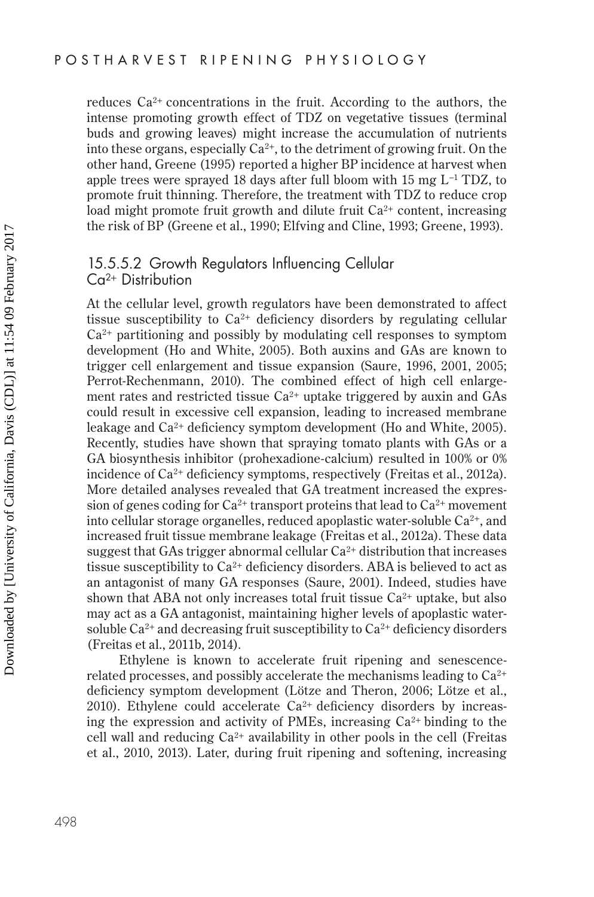reduces $Ca^{2+}$ concentrations in the fruit. According to the authors, the intense promoting growth effect of TDZ on vegetative tissues (terminal buds and growing leaves) might increase the accumulation of nutrients into these organs, especially $Ca^{2+}$, to the detriment of growing fruit. On the other hand, Greene (1995) reported a higher BP incidence at harvest when apple trees were sprayed 18 days after full bloom with 15 mg $L^{-1}$ TDZ, to promote fruit thinning. Therefore, the treatment with TDZ to reduce crop load might promote fruit growth and dilute fruit $Ca^{2+}$ content, increasing the risk of BP (Greene et al., 1990; Elfving and Cline, 1993; Greene, 1993).

### 15.5.5.2 Growth Regulators Influencing Cellular $Ca^{2+}$ Distribution

At the cellular level, growth regulators have been demonstrated to affect tissue susceptibility to $Ca^{2+}$ deficiency disorders by regulating cellular $Ca^{2+}$ partitioning and possibly by modulating cell responses to symptom development (Ho and White, 2005). Both auxins and GAs are known to trigger cell enlargement and tissue expansion (Saure, 1996, 2001, 2005; Perrot-Rechenmann, 2010). The combined effect of high cell enlargement rates and restricted tissue $Ca^{2+}$ uptake triggered by auxin and GAs could result in excessive cell expansion, leading to increased membrane leakage and $Ca^{2+}$ deficiency symptom development (Ho and White, 2005). Recently, studies have shown that spraying tomato plants with GAs or a GA biosynthesis inhibitor (prohexadione-calcium) resulted in 100% or 0% incidence of $Ca^{2+}$ deficiency symptoms, respectively (Freitas et al., 2012a). More detailed analyses revealed that GA treatment increased the expression of genes coding for $Ca^{2+}$ transport proteins that lead to $Ca^{2+}$ movement into cellular storage organelles, reduced apoplastic water-soluble $Ca^{2+}$, and increased fruit tissue membrane leakage (Freitas et al., 2012a). These data suggest that GAs trigger abnormal cellular $Ca^{2+}$ distribution that increases tissue susceptibility to $Ca^{2+}$ deficiency disorders. ABA is believed to act as an antagonist of many GA responses (Saure, 2001). Indeed, studies have shown that ABA not only increases total fruit tissue $Ca^{2+}$ uptake, but also may act as a GA antagonist, maintaining higher levels of apoplastic water-soluble $Ca^{2+}$ and decreasing fruit susceptibility to $Ca^{2+}$ deficiency disorders (Freitas et al., 2011b, 2014).

Ethylene is known to accelerate fruit ripening and senescence-related processes, and possibly accelerate the mechanisms leading to $Ca^{2+}$ deficiency symptom development (Lötze and Theron, 2006; Lötze et al., 2010). Ethylene could accelerate $Ca^{2+}$ deficiency disorders by increasing the expression and activity of PMEs, increasing $Ca^{2+}$ binding to the cell wall and reducing $Ca^{2+}$ availability in other pools in the cell (Freitas et al., 2010, 2013). Later, during fruit ripening and softening, increasing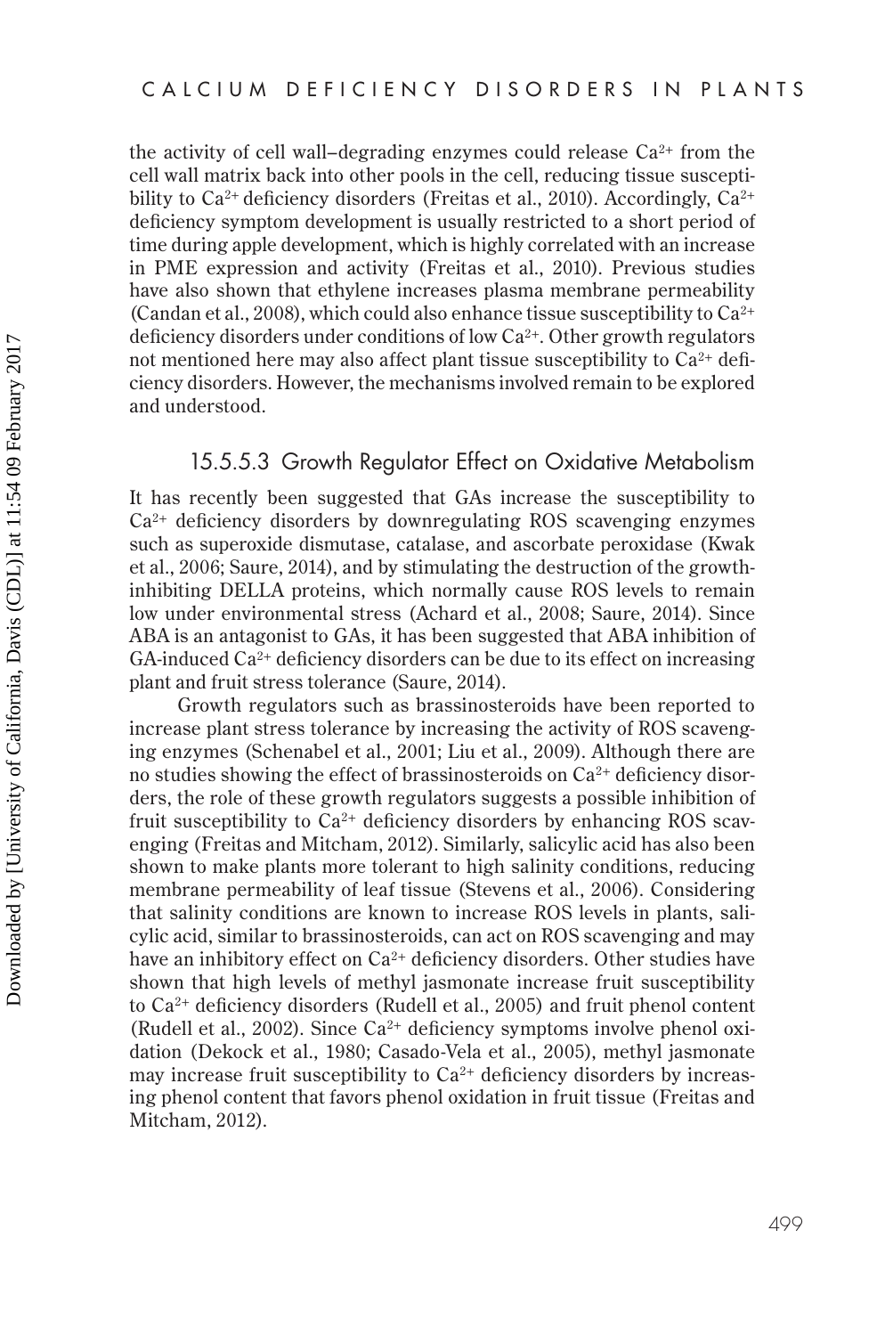the activity of cell wall–degrading enzymes could release $Ca^{2+}$ from the cell wall matrix back into other pools in the cell, reducing tissue susceptibility to $Ca^{2+}$ deficiency disorders (Freitas et al., 2010). Accordingly, $Ca^{2+}$ deficiency symptom development is usually restricted to a short period of time during apple development, which is highly correlated with an increase in PME expression and activity (Freitas et al., 2010). Previous studies have also shown that ethylene increases plasma membrane permeability (Candan et al., 2008), which could also enhance tissue susceptibility to $Ca^{2+}$ deficiency disorders under conditions of low $Ca^{2+}$. Other growth regulators not mentioned here may also affect plant tissue susceptibility to $Ca^{2+}$ deficiency disorders. However, the mechanisms involved remain to be explored and understood.

#### 15.5.5.3 Growth Regulator Effect on Oxidative Metabolism

It has recently been suggested that GAs increase the susceptibility to $Ca^{2+}$ deficiency disorders by downregulating ROS scavenging enzymes such as superoxide dismutase, catalase, and ascorbate peroxidase (Kwak et al., 2006; Saure, 2014), and by stimulating the destruction of the growth-inhibiting DELLA proteins, which normally cause ROS levels to remain low under environmental stress (Achard et al., 2008; Saure, 2014). Since ABA is an antagonist to GAs, it has been suggested that ABA inhibition of GA-induced $Ca^{2+}$ deficiency disorders can be due to its effect on increasing plant and fruit stress tolerance (Saure, 2014).

Growth regulators such as brassinosteroids have been reported to increase plant stress tolerance by increasing the activity of ROS scavenging enzymes (Schenabel et al., 2001; Liu et al., 2009). Although there are no studies showing the effect of brassinosteroids on $Ca^{2+}$ deficiency disorders, the role of these growth regulators suggests a possible inhibition of fruit susceptibility to $Ca^{2+}$ deficiency disorders by enhancing ROS scavenging (Freitas and Mitcham, 2012). Similarly, salicylic acid has also been shown to make plants more tolerant to high salinity conditions, reducing membrane permeability of leaf tissue (Stevens et al., 2006). Considering that salinity conditions are known to increase ROS levels in plants, salicylic acid, similar to brassinosteroids, can act on ROS scavenging and may have an inhibitory effect on $Ca^{2+}$ deficiency disorders. Other studies have shown that high levels of methyl jasmonate increase fruit susceptibility to $Ca^{2+}$ deficiency disorders (Rudell et al., 2005) and fruit phenol content (Rudell et al., 2002). Since $Ca^{2+}$ deficiency symptoms involve phenol oxidation (Dekock et al., 1980; Casado-Vela et al., 2005), methyl jasmonate may increase fruit susceptibility to $Ca^{2+}$ deficiency disorders by increasing phenol content that favors phenol oxidation in fruit tissue (Freitas and Mitcham, 2012).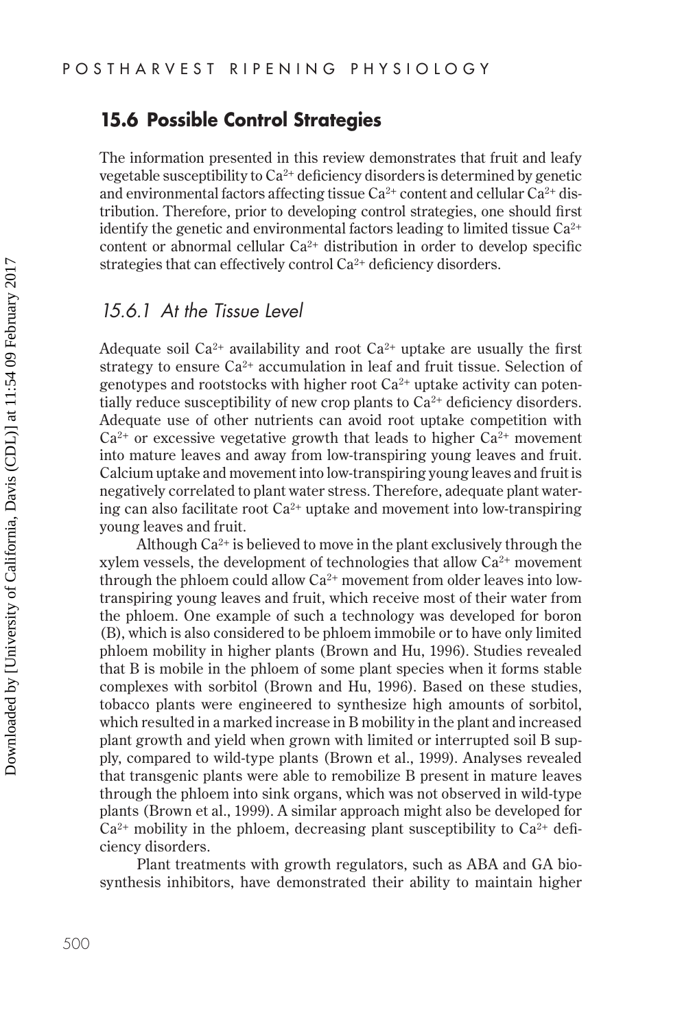## 15.6 Possible Control Strategies

The information presented in this review demonstrates that fruit and leafy vegetable susceptibility to $Ca^{2+}$ deficiency disorders is determined by genetic and environmental factors affecting tissue $Ca^{2+}$ content and cellular $Ca^{2+}$ distribution. Therefore, prior to developing control strategies, one should first identify the genetic and environmental factors leading to limited tissue $Ca^{2+}$ content or abnormal cellular $Ca^{2+}$ distribution in order to develop specific strategies that can effectively control $Ca^{2+}$ deficiency disorders.

### *15.6.1 At the Tissue Level*

Adequate soil $Ca^{2+}$ availability and root $Ca^{2+}$ uptake are usually the first strategy to ensure $Ca^{2+}$ accumulation in leaf and fruit tissue. Selection of genotypes and rootstocks with higher root $Ca^{2+}$ uptake activity can potentially reduce susceptibility of new crop plants to $Ca^{2+}$ deficiency disorders. Adequate use of other nutrients can avoid root uptake competition with $Ca^{2+}$ or excessive vegetative growth that leads to higher $Ca^{2+}$ movement into mature leaves and away from low-transpiring young leaves and fruit. Calcium uptake and movement into low-transpiring young leaves and fruit is negatively correlated to plant water stress. Therefore, adequate plant watering can also facilitate root $Ca^{2+}$ uptake and movement into low-transpiring young leaves and fruit.

Although $Ca^{2+}$ is believed to move in the plant exclusively through the xylem vessels, the development of technologies that allow $Ca^{2+}$ movement through the phloem could allow $Ca^{2+}$ movement from older leaves into low-transpiring young leaves and fruit, which receive most of their water from the phloem. One example of such a technology was developed for boron (B), which is also considered to be phloem immobile or to have only limited phloem mobility in higher plants (Brown and Hu, 1996). Studies revealed that B is mobile in the phloem of some plant species when it forms stable complexes with sorbitol (Brown and Hu, 1996). Based on these studies, tobacco plants were engineered to synthesize high amounts of sorbitol, which resulted in a marked increase in B mobility in the plant and increased plant growth and yield when grown with limited or interrupted soil B supply, compared to wild-type plants (Brown et al., 1999). Analyses revealed that transgenic plants were able to remobilize B present in mature leaves through the phloem into sink organs, which was not observed in wild-type plants (Brown et al., 1999). A similar approach might also be developed for $Ca^{2+}$ mobility in the phloem, decreasing plant susceptibility to $Ca^{2+}$ deficiency disorders.

Plant treatments with growth regulators, such as ABA and GA biosynthesis inhibitors, have demonstrated their ability to maintain higher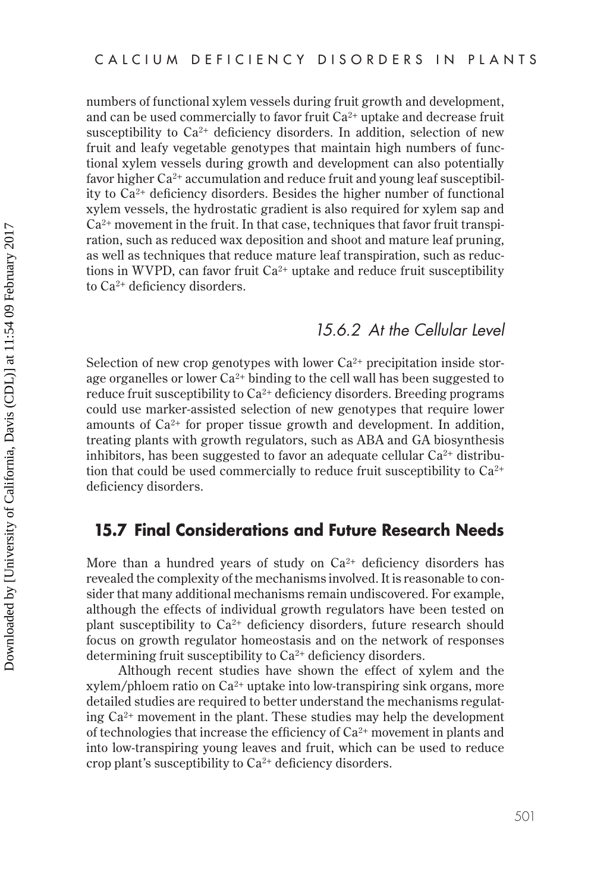numbers of functional xylem vessels during fruit growth and development, and can be used commercially to favor fruit $Ca^{2+}$ uptake and decrease fruit susceptibility to $Ca^{2+}$ deficiency disorders. In addition, selection of new fruit and leafy vegetable genotypes that maintain high numbers of functional xylem vessels during growth and development can also potentially favor higher $Ca^{2+}$ accumulation and reduce fruit and young leaf susceptibility to $Ca^{2+}$ deficiency disorders. Besides the higher number of functional xylem vessels, the hydrostatic gradient is also required for xylem sap and $Ca^{2+}$ movement in the fruit. In that case, techniques that favor fruit transpiration, such as reduced wax deposition and shoot and mature leaf pruning, as well as techniques that reduce mature leaf transpiration, such as reductions in WVPD, can favor fruit $Ca^{2+}$ uptake and reduce fruit susceptibility to $Ca^{2+}$ deficiency disorders.

### *15.6.2 At the Cellular Level*

Selection of new crop genotypes with lower $Ca^{2+}$ precipitation inside storage organelles or lower $Ca^{2+}$ binding to the cell wall has been suggested to reduce fruit susceptibility to $Ca^{2+}$ deficiency disorders. Breeding programs could use marker-assisted selection of new genotypes that require lower amounts of $Ca^{2+}$ for proper tissue growth and development. In addition, treating plants with growth regulators, such as ABA and GA biosynthesis inhibitors, has been suggested to favor an adequate cellular $Ca^{2+}$ distribution that could be used commercially to reduce fruit susceptibility to $Ca^{2+}$ deficiency disorders.

## 15.7 Final Considerations and Future Research Needs

More than a hundred years of study on $Ca^{2+}$ deficiency disorders has revealed the complexity of the mechanisms involved. It is reasonable to consider that many additional mechanisms remain undiscovered. For example, although the effects of individual growth regulators have been tested on plant susceptibility to $Ca^{2+}$ deficiency disorders, future research should focus on growth regulator homeostasis and on the network of responses determining fruit susceptibility to $Ca^{2+}$ deficiency disorders.

Although recent studies have shown the effect of xylem and the xylem/phloem ratio on $Ca^{2+}$ uptake into low-transpiring sink organs, more detailed studies are required to better understand the mechanisms regulating $Ca^{2+}$ movement in the plant. These studies may help the development of technologies that increase the efficiency of $Ca^{2+}$ movement in plants and into low-transpiring young leaves and fruit, which can be used to reduce crop plant's susceptibility to $Ca^{2+}$ deficiency disorders.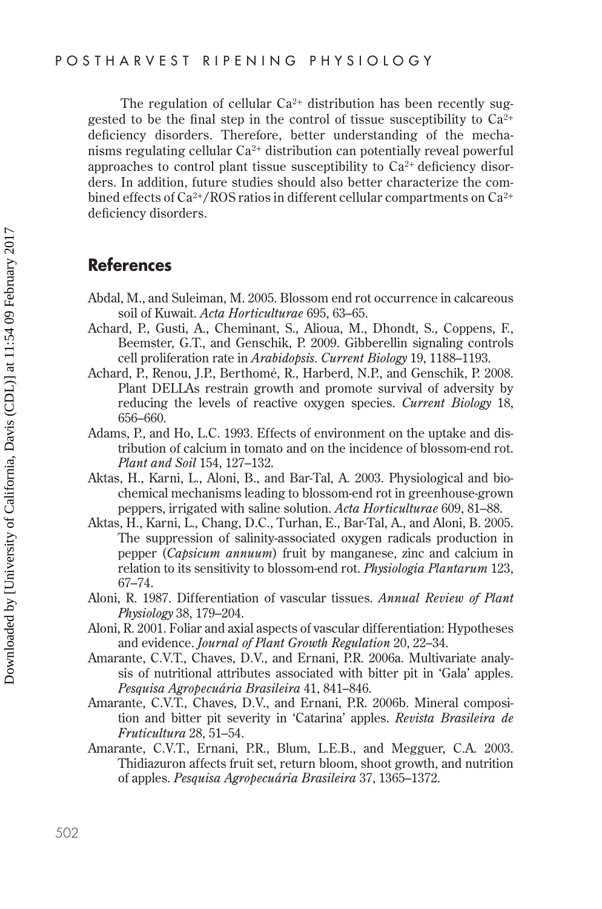The regulation of cellular $Ca^{2+}$ distribution has been recently suggested to be the final step in the control of tissue susceptibility to $Ca^{2+}$ deficiency disorders. Therefore, better understanding of the mechanisms regulating cellular $Ca^{2+}$ distribution can potentially reveal powerful approaches to control plant tissue susceptibility to $Ca^{2+}$ deficiency disorders. In addition, future studies should also better characterize the combined effects of $Ca^{2+}$/ROS ratios in different cellular compartments on $Ca^{2+}$ deficiency disorders.

## References

Abdal, M., and Suleiman, M. 2005. Blossom end rot occurrence in calcareous soil of Kuwait. *Acta Horticulturae* 695, 63–65.

Achard, P., Gusti, A., Cheminant, S., Alioua, M., Dhondt, S., Coppens, F., Beemster, G.T., and Genschik, P. 2009. Gibberellin signaling controls cell proliferation rate in *Arabidopsis*. *Current Biology* 19, 1188–1193.

Achard, P., Renou, J.P., Berthomé, R., Harberd, N.P., and Genschik, P. 2008. Plant DELLAs restrain growth and promote survival of adversity by reducing the levels of reactive oxygen species. *Current Biology* 18, 656–660.

Adams, P., and Ho, L.C. 1993. Effects of environment on the uptake and distribution of calcium in tomato and on the incidence of blossom-end rot. *Plant and Soil* 154, 127–132.

Aktas, H., Karni, L., Aloni, B., and Bar-Tal, A. 2003. Physiological and biochemical mechanisms leading to blossom-end rot in greenhouse-grown peppers, irrigated with saline solution. *Acta Horticulturae* 609, 81–88.

Aktas, H., Karni, L., Chang, D.C., Turhan, E., Bar-Tal, A., and Aloni, B. 2005. The suppression of salinity-associated oxygen radicals production in pepper (*Capsicum annuum*) fruit by manganese, zinc and calcium in relation to its sensitivity to blossom-end rot. *Physiologia Plantarum* 123, 67–74.

Aloni, R. 1987. Differentiation of vascular tissues. *Annual Review of Plant Physiology* 38, 179–204.

Aloni, R. 2001. Foliar and axial aspects of vascular differentiation: Hypotheses and evidence. *Journal of Plant Growth Regulation* 20, 22–34.

Amarante, C.V.T., Chaves, D.V., and Ernani, P.R. 2006a. Multivariate analysis of nutritional attributes associated with bitter pit in 'Gala' apples. *Pesquisa Agropecuária Brasileira* 41, 841–846.

Amarante, C.V.T., Chaves, D.V., and Ernani, P.R. 2006b. Mineral composition and bitter pit severity in 'Catarina' apples. *Revista Brasileira de Fruticultura* 28, 51–54.

Amarante, C.V.T., Ernani, P.R., Blum, L.E.B., and Megguer, C.A. 2003. Thidiazuron affects fruit set, return bloom, shoot growth, and nutrition of apples. *Pesquisa Agropecuária Brasileira* 37, 1365–1372.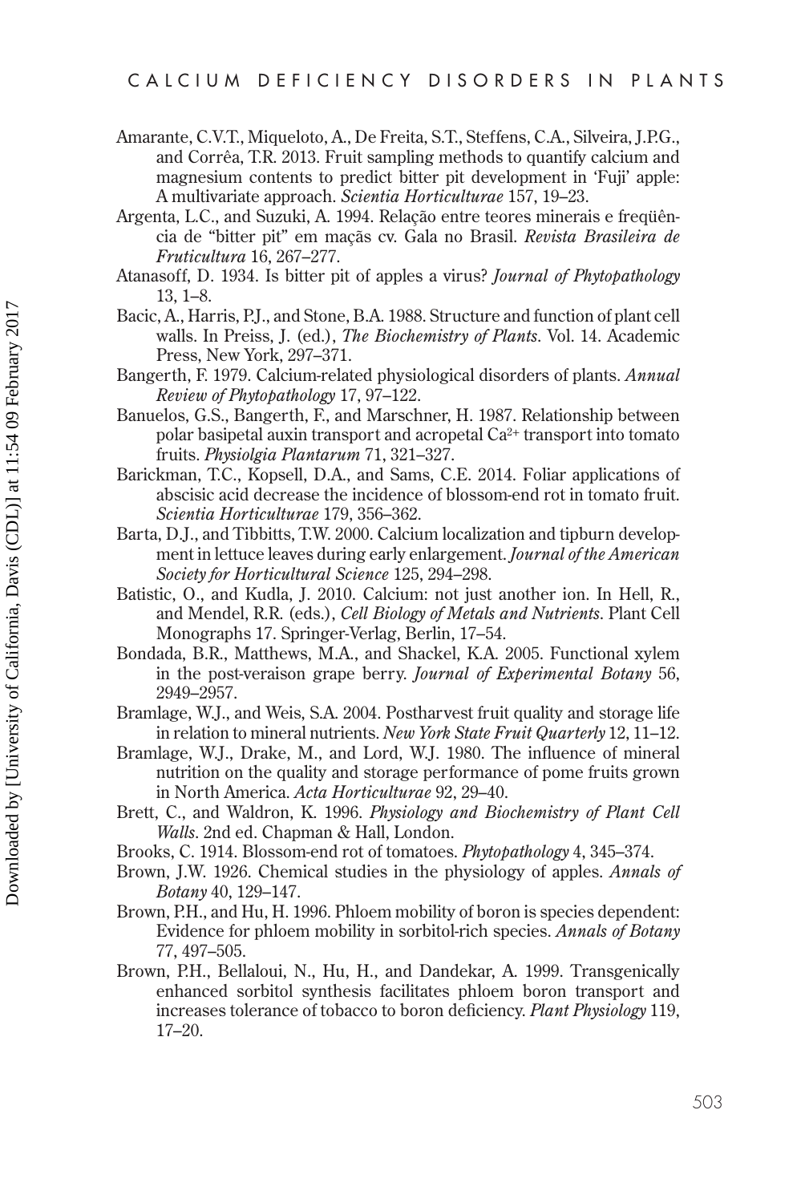Amarante, C.V.T., Miqueloto, A., De Freita, S.T., Steffens, C.A., Silveira, J.P.G., and Corrêa, T.R. 2013. Fruit sampling methods to quantify calcium and magnesium contents to predict bitter pit development in 'Fuji' apple: A multivariate approach. *Scientia Horticulturae* 157, 19–23.

Argenta, L.C., and Suzuki, A. 1994. Relação entre teores minerais e freqüência de "bitter pit" em maçãs cv. Gala no Brasil. *Revista Brasileira de Fruticultura* 16, 267–277.

Atanasoff, D. 1934. Is bitter pit of apples a virus? *Journal of Phytopathology* 13, 1–8.

Bacic, A., Harris, P.J., and Stone, B.A. 1988. Structure and function of plant cell walls. In Preiss, J. (ed.), *The Biochemistry of Plants*. Vol. 14. Academic Press, New York, 297–371.

Bangerth, F. 1979. Calcium-related physiological disorders of plants. *Annual Review of Phytopathology* 17, 97–122.

Banuelos, G.S., Bangerth, F., and Marschner, H. 1987. Relationship between polar basipetal auxin transport and acropetal $Ca^{2+}$ transport into tomato fruits. *Physiolgia Plantarum* 71, 321–327.

Barickman, T.C., Kopsell, D.A., and Sams, C.E. 2014. Foliar applications of abscisic acid decrease the incidence of blossom-end rot in tomato fruit. *Scientia Horticulturae* 179, 356–362.

Barta, D.J., and Tibbitts, T.W. 2000. Calcium localization and tipburn development in lettuce leaves during early enlargement. *Journal of the American Society for Horticultural Science* 125, 294–298.

Batistic, O., and Kudla, J. 2010. Calcium: not just another ion. In Hell, R., and Mendel, R.R. (eds.), *Cell Biology of Metals and Nutrients*. Plant Cell Monographs 17. Springer-Verlag, Berlin, 17–54.

Bondada, B.R., Matthews, M.A., and Shackel, K.A. 2005. Functional xylem in the post-veraison grape berry. *Journal of Experimental Botany* 56, 2949–2957.

Bramlage, W.J., and Weis, S.A. 2004. Postharvest fruit quality and storage life in relation to mineral nutrients. *New York State Fruit Quarterly* 12, 11–12.

Bramlage, W.J., Drake, M., and Lord, W.J. 1980. The influence of mineral nutrition on the quality and storage performance of pome fruits grown in North America. *Acta Horticulturae* 92, 29–40.

Brett, C., and Waldron, K. 1996. *Physiology and Biochemistry of Plant Cell Walls*. 2nd ed. Chapman & Hall, London.

Brooks, C. 1914. Blossom-end rot of tomatoes. *Phytopathology* 4, 345–374.

Brown, J.W. 1926. Chemical studies in the physiology of apples. *Annals of Botany* 40, 129–147.

Brown, P.H., and Hu, H. 1996. Phloem mobility of boron is species dependent: Evidence for phloem mobility in sorbitol-rich species. *Annals of Botany* 77, 497–505.

Brown, P.H., Bellaloui, N., Hu, H., and Dandekar, A. 1999. Transgenically enhanced sorbitol synthesis facilitates phloem boron transport and increases tolerance of tobacco to boron deficiency. *Plant Physiology* 119, 17–20.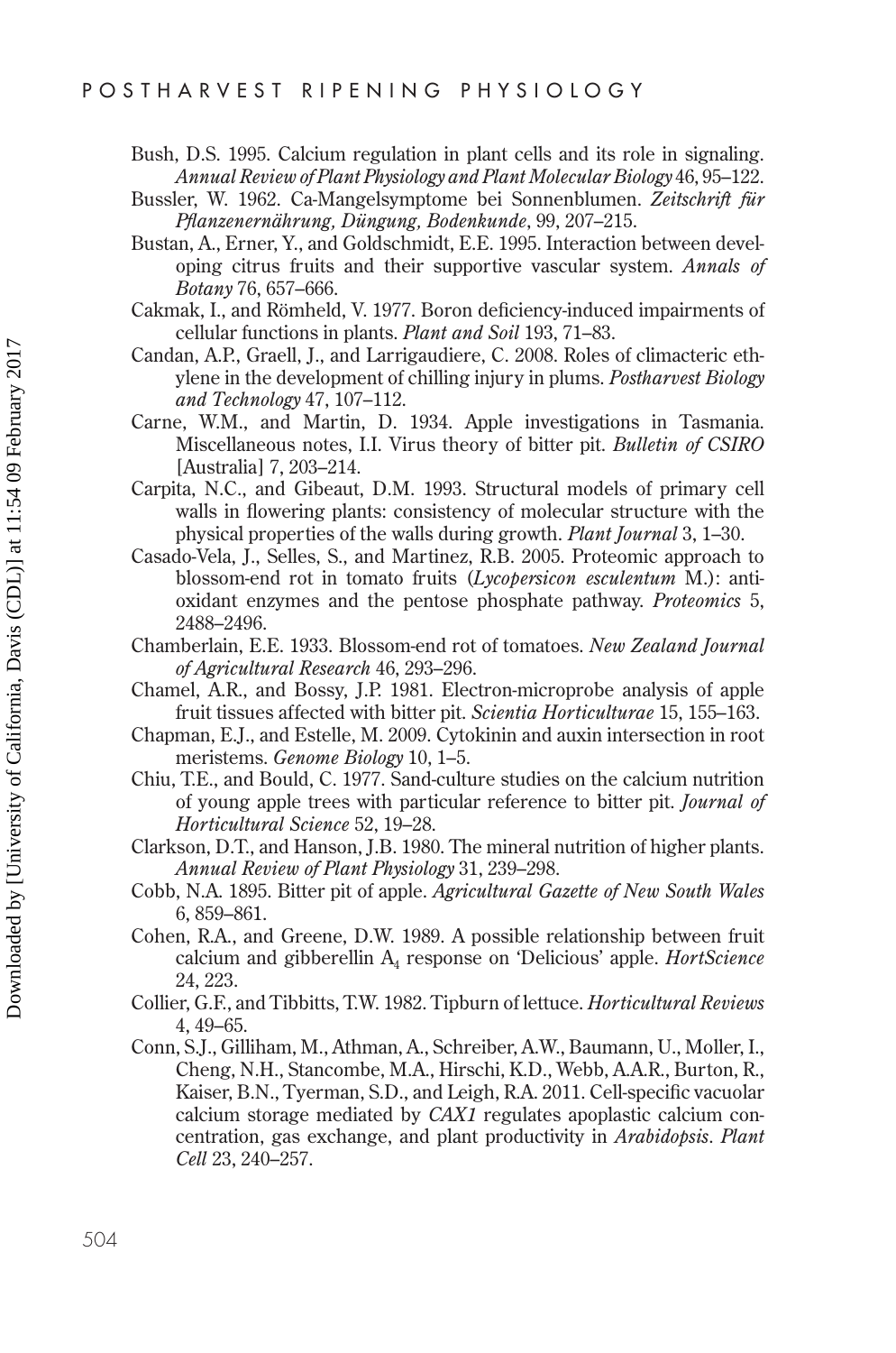Bush, D.S. 1995. Calcium regulation in plant cells and its role in signaling. *Annual Review of Plant Physiology and Plant Molecular Biology* 46, 95–122.

Bussler, W. 1962. Ca-Mangelsymptome bei Sonnenblumen. *Zeitschrift für Pflanzenernährung, Düngung, Bodenkunde*, 99, 207–215.

Bustan, A., Erner, Y., and Goldschmidt, E.E. 1995. Interaction between developing citrus fruits and their supportive vascular system. *Annals of Botany* 76, 657–666.

Cakmak, I., and Römheld, V. 1977. Boron deficiency-induced impairments of cellular functions in plants. *Plant and Soil* 193, 71–83.

Candan, A.P., Graell, J., and Larrigaudiere, C. 2008. Roles of climacteric ethylene in the development of chilling injury in plums. *Postharvest Biology and Technology* 47, 107–112.

Carne, W.M., and Martin, D. 1934. Apple investigations in Tasmania. Miscellaneous notes, I.I. Virus theory of bitter pit. *Bulletin of CSIRO* [Australia] 7, 203–214.

Carpita, N.C., and Gibeaut, D.M. 1993. Structural models of primary cell walls in flowering plants: consistency of molecular structure with the physical properties of the walls during growth. *Plant Journal* 3, 1–30.

Casado-Vela, J., Selles, S., and Martinez, R.B. 2005. Proteomic approach to blossom-end rot in tomato fruits (*Lycopersicon esculentum* M.): antioxidant enzymes and the pentose phosphate pathway. *Proteomics* 5, 2488–2496.

Chamberlain, E.E. 1933. Blossom-end rot of tomatoes. *New Zealand Journal of Agricultural Research* 46, 293–296.

Chamel, A.R., and Bossy, J.P. 1981. Electron-microprobe analysis of apple fruit tissues affected with bitter pit. *Scientia Horticulturae* 15, 155–163.

Chapman, E.J., and Estelle, M. 2009. Cytokinin and auxin intersection in root meristems. *Genome Biology* 10, 1–5.

Chiu, T.E., and Bould, C. 1977. Sand-culture studies on the calcium nutrition of young apple trees with particular reference to bitter pit. *Journal of Horticultural Science* 52, 19–28.

Clarkson, D.T., and Hanson, J.B. 1980. The mineral nutrition of higher plants. *Annual Review of Plant Physiology* 31, 239–298.

Cobb, N.A. 1895. Bitter pit of apple. *Agricultural Gazette of New South Wales* 6, 859–861.

Cohen, R.A., and Greene, D.W. 1989. A possible relationship between fruit calcium and gibberellin $A_4$ response on 'Delicious' apple. *HortScience* 24, 223.

Collier, G.F., and Tibbitts, T.W. 1982. Tipburn of lettuce. *Horticultural Reviews* 4, 49–65.

Conn, S.J., Gilliham, M., Athman, A., Schreiber, A.W., Baumann, U., Moller, I., Cheng, N.H., Stancombe, M.A., Hirschi, K.D., Webb, A.A.R., Burton, R., Kaiser, B.N., Tyerman, S.D., and Leigh, R.A. 2011. Cell-specific vacuolar calcium storage mediated by *CAX1* regulates apoplastic calcium concentration, gas exchange, and plant productivity in *Arabidopsis*. *Plant Cell* 23, 240–257.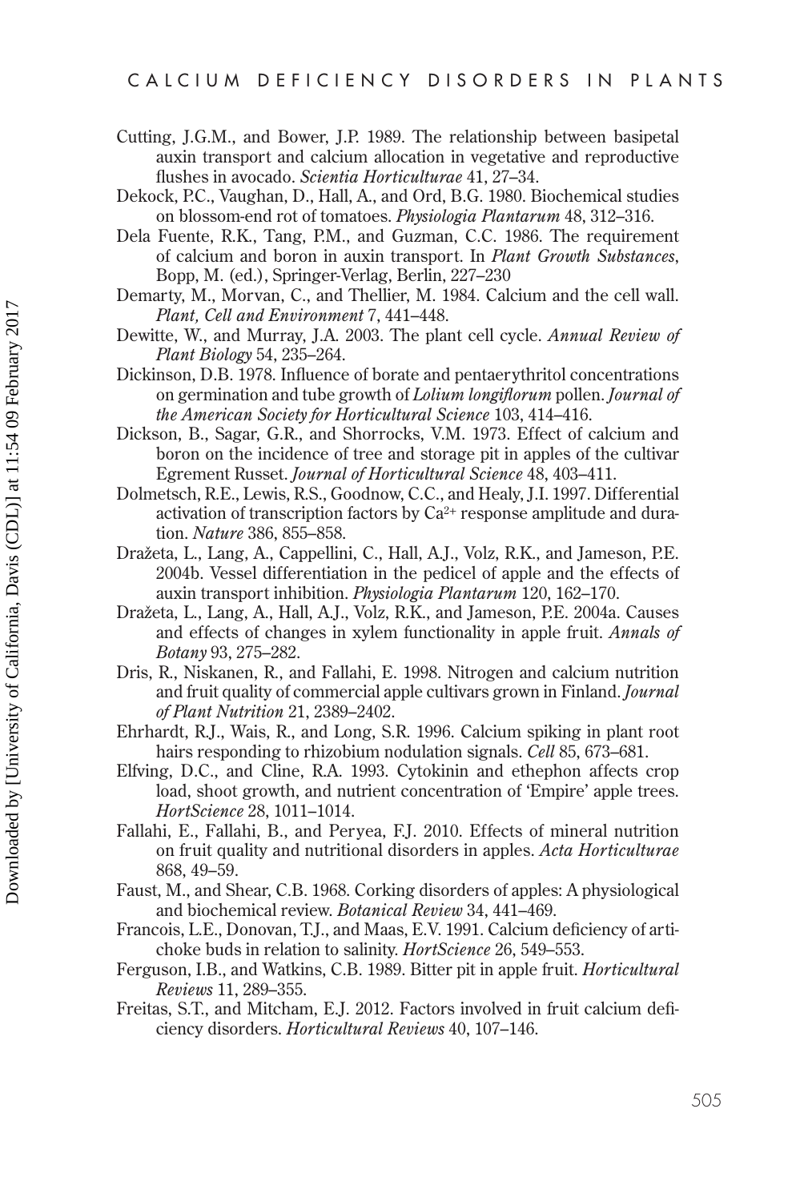Cutting, J.G.M., and Bower, J.P. 1989. The relationship between basipetal auxin transport and calcium allocation in vegetative and reproductive flushes in avocado. *Scientia Horticulturae* 41, 27–34.

Dekock, P.C., Vaughan, D., Hall, A., and Ord, B.G. 1980. Biochemical studies on blossom-end rot of tomatoes. *Physiologia Plantarum* 48, 312–316.

Dela Fuente, R.K., Tang, P.M., and Guzman, C.C. 1986. The requirement of calcium and boron in auxin transport. In *Plant Growth Substances*, Bopp, M. (ed.), Springer-Verlag, Berlin, 227–230

Demarty, M., Morvan, C., and Thellier, M. 1984. Calcium and the cell wall. *Plant, Cell and Environment* 7, 441–448.

Dewitte, W., and Murray, J.A. 2003. The plant cell cycle. *Annual Review of Plant Biology* 54, 235–264.

Dickinson, D.B. 1978. Influence of borate and pentaerythritol concentrations on germination and tube growth of *Lolium longiflorum* pollen. *Journal of the American Society for Horticultural Science* 103, 414–416.

Dickson, B., Sagar, G.R., and Shorrocks, V.M. 1973. Effect of calcium and boron on the incidence of tree and storage pit in apples of the cultivar Egrement Russet. *Journal of Horticultural Science* 48, 403–411.

Dolmetsch, R.E., Lewis, R.S., Goodnow, C.C., and Healy, J.I. 1997. Differential activation of transcription factors by $Ca^{2+}$ response amplitude and duration. *Nature* 386, 855–858.

Dražeta, L., Lang, A., Cappellini, C., Hall, A.J., Volz, R.K., and Jameson, P.E. 2004b. Vessel differentiation in the pedicel of apple and the effects of auxin transport inhibition. *Physiologia Plantarum* 120, 162–170.

Dražeta, L., Lang, A., Hall, A.J., Volz, R.K., and Jameson, P.E. 2004a. Causes and effects of changes in xylem functionality in apple fruit. *Annals of Botany* 93, 275–282.

Dris, R., Niskanen, R., and Fallahi, E. 1998. Nitrogen and calcium nutrition and fruit quality of commercial apple cultivars grown in Finland. *Journal of Plant Nutrition* 21, 2389–2402.

Ehrhardt, R.J., Wais, R., and Long, S.R. 1996. Calcium spiking in plant root hairs responding to rhizobium nodulation signals. *Cell* 85, 673–681.

Elfving, D.C., and Cline, R.A. 1993. Cytokinin and ethephon affects crop load, shoot growth, and nutrient concentration of 'Empire' apple trees. *HortScience* 28, 1011–1014.

Fallahi, E., Fallahi, B., and Peryea, F.J. 2010. Effects of mineral nutrition on fruit quality and nutritional disorders in apples. *Acta Horticulturae* 868, 49–59.

Faust, M., and Shear, C.B. 1968. Corking disorders of apples: A physiological and biochemical review. *Botanical Review* 34, 441–469.

Francois, L.E., Donovan, T.J., and Maas, E.V. 1991. Calcium deficiency of artichoke buds in relation to salinity. *HortScience* 26, 549–553.

Ferguson, I.B., and Watkins, C.B. 1989. Bitter pit in apple fruit. *Horticultural Reviews* 11, 289–355.

Freitas, S.T., and Mitcham, E.J. 2012. Factors involved in fruit calcium deficiency disorders. *Horticultural Reviews* 40, 107–146.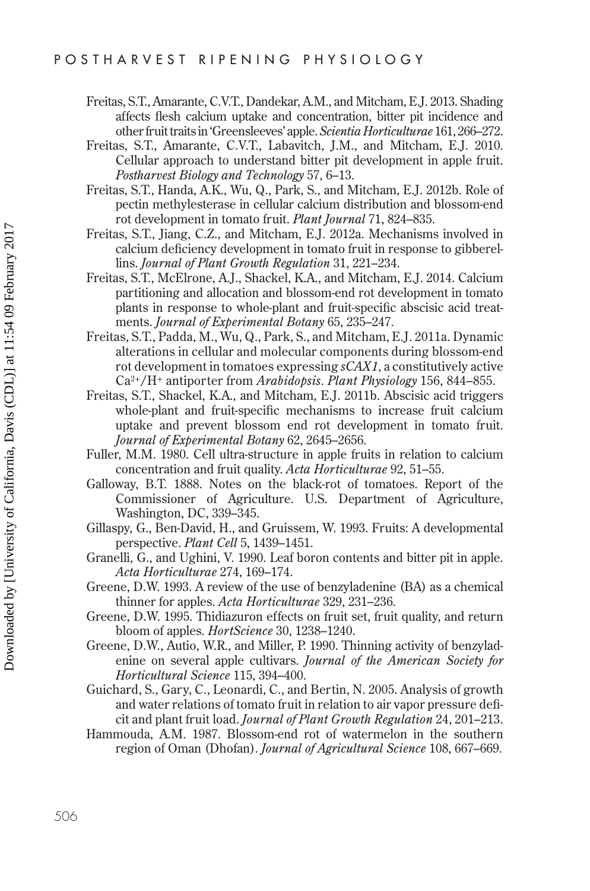Freitas, S.T., Amarante, C.V.T., Dandekar, A.M., and Mitcham, E.J. 2013. Shading affects flesh calcium uptake and concentration, bitter pit incidence and other fruit traits in 'Greensleeves' apple. *Scientia Horticulturae* 161, 266–272.

Freitas, S.T., Amarante, C.V.T., Labavitch, J.M., and Mitcham, E.J. 2010. Cellular approach to understand bitter pit development in apple fruit. *Postharvest Biology and Technology* 57, 6–13.

Freitas, S.T., Handa, A.K., Wu, Q., Park, S., and Mitcham, E.J. 2012b. Role of pectin methylesterase in cellular calcium distribution and blossom-end rot development in tomato fruit. *Plant Journal* 71, 824–835.

Freitas, S.T., Jiang, C.Z., and Mitcham, E.J. 2012a. Mechanisms involved in calcium deficiency development in tomato fruit in response to gibberellins. *Journal of Plant Growth Regulation* 31, 221–234.

Freitas, S.T., McElrone, A.J., Shackel, K.A., and Mitcham, E.J. 2014. Calcium partitioning and allocation and blossom-end rot development in tomato plants in response to whole-plant and fruit-specific abscisic acid treatments. *Journal of Experimental Botany* 65, 235–247.

Freitas, S.T., Padda, M., Wu, Q., Park, S., and Mitcham, E.J. 2011a. Dynamic alterations in cellular and molecular components during blossom-end rot development in tomatoes expressing *sCAX1*, a constitutively active $Ca^{2+}/H^{+}$ antiporter from *Arabidopsis*. *Plant Physiology* 156, 844–855.

Freitas, S.T., Shackel, K.A., and Mitcham, E.J. 2011b. Abscisic acid triggers whole-plant and fruit-specific mechanisms to increase fruit calcium uptake and prevent blossom end rot development in tomato fruit. *Journal of Experimental Botany* 62, 2645–2656.

Fuller, M.M. 1980. Cell ultra-structure in apple fruits in relation to calcium concentration and fruit quality. *Acta Horticulturae* 92, 51–55.

Galloway, B.T. 1888. Notes on the black-rot of tomatoes. Report of the Commissioner of Agriculture. U.S. Department of Agriculture, Washington, DC, 339–345.

Gillaspy, G., Ben-David, H., and Gruissem, W. 1993. Fruits: A developmental perspective. *Plant Cell* 5, 1439–1451.

Granelli, G., and Ughini, V. 1990. Leaf boron contents and bitter pit in apple. *Acta Horticulturae* 274, 169–174.

Greene, D.W. 1993. A review of the use of benzyladenine (BA) as a chemical thinner for apples. *Acta Horticulturae* 329, 231–236.

Greene, D.W. 1995. Thidiazuron effects on fruit set, fruit quality, and return bloom of apples. *HortScience* 30, 1238–1240.

Greene, D.W., Autio, W.R., and Miller, P. 1990. Thinning activity of benzyladenine on several apple cultivars. *Journal of the American Society for Horticultural Science* 115, 394–400.

Guichard, S., Gary, C., Leonardi, C., and Bertin, N. 2005. Analysis of growth and water relations of tomato fruit in relation to air vapor pressure deficit and plant fruit load. *Journal of Plant Growth Regulation* 24, 201–213.

Hammouda, A.M. 1987. Blossom-end rot of watermelon in the southern region of Oman (Dhofan). *Journal of Agricultural Science* 108, 667–669.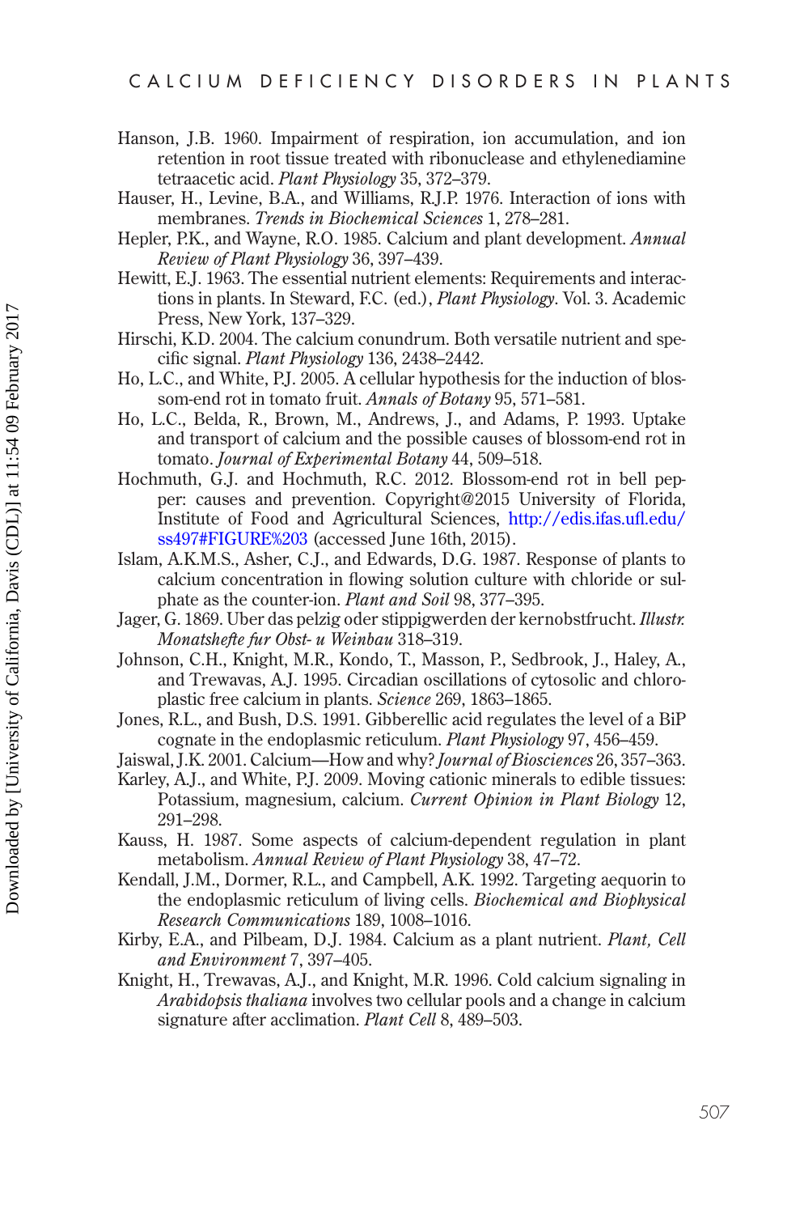Hanson, J.B. 1960. Impairment of respiration, ion accumulation, and ion retention in root tissue treated with ribonuclease and ethylenediamine tetraacetic acid. *Plant Physiology* 35, 372–379.

Hauser, H., Levine, B.A., and Williams, R.J.P. 1976. Interaction of ions with membranes. *Trends in Biochemical Sciences* 1, 278–281.

Hepler, P.K., and Wayne, R.O. 1985. Calcium and plant development. *Annual Review of Plant Physiology* 36, 397–439.

Hewitt, E.J. 1963. The essential nutrient elements: Requirements and interactions in plants. In Steward, F.C. (ed.), *Plant Physiology*. Vol. 3. Academic Press, New York, 137–329.

Hirschi, K.D. 2004. The calcium conundrum. Both versatile nutrient and specific signal. *Plant Physiology* 136, 2438–2442.

Ho, L.C., and White, P.J. 2005. A cellular hypothesis for the induction of blossom-end rot in tomato fruit. *Annals of Botany* 95, 571–581.

Ho, L.C., Belda, R., Brown, M., Andrews, J., and Adams, P. 1993. Uptake and transport of calcium and the possible causes of blossom-end rot in tomato. *Journal of Experimental Botany* 44, 509–518.

Hochmuth, G.J. and Hochmuth, R.C. 2012. Blossom-end rot in bell pepper: causes and prevention. Copyright@2015 University of Florida, Institute of Food and Agricultural Sciences, http://edis.ifas.ufl.edu/ss497#FIGURE%203 (accessed June 16th, 2015).

Islam, A.K.M.S., Asher, C.J., and Edwards, D.G. 1987. Response of plants to calcium concentration in flowing solution culture with chloride or sulphate as the counter-ion. *Plant and Soil* 98, 377–395.

Jager, G. 1869. Uber das pelzig oder stippigwerden der kernobstfrucht. *Illustr. Monatshefte fur Obst- u Weinbau* 318–319.

Johnson, C.H., Knight, M.R., Kondo, T., Masson, P., Sedbrook, J., Haley, A., and Trewavas, A.J. 1995. Circadian oscillations of cytosolic and chloroplastic free calcium in plants. *Science* 269, 1863–1865.

Jones, R.L., and Bush, D.S. 1991. Gibberellic acid regulates the level of a BiP cognate in the endoplasmic reticulum. *Plant Physiology* 97, 456–459.

Jaiswal, J.K. 2001. Calcium—How and why? *Journal of Biosciences* 26, 357–363.

Karley, A.J., and White, P.J. 2009. Moving cationic minerals to edible tissues: Potassium, magnesium, calcium. *Current Opinion in Plant Biology* 12, 291–298.

Kauss, H. 1987. Some aspects of calcium-dependent regulation in plant metabolism. *Annual Review of Plant Physiology* 38, 47–72.

Kendall, J.M., Dormer, R.L., and Campbell, A.K. 1992. Targeting aequorin to the endoplasmic reticulum of living cells. *Biochemical and Biophysical Research Communications* 189, 1008–1016.

Kirby, E.A., and Pilbeam, D.J. 1984. Calcium as a plant nutrient. *Plant, Cell and Environment* 7, 397–405.

Knight, H., Trewavas, A.J., and Knight, M.R. 1996. Cold calcium signaling in *Arabidopsis thaliana* involves two cellular pools and a change in calcium signature after acclimation. *Plant Cell* 8, 489–503.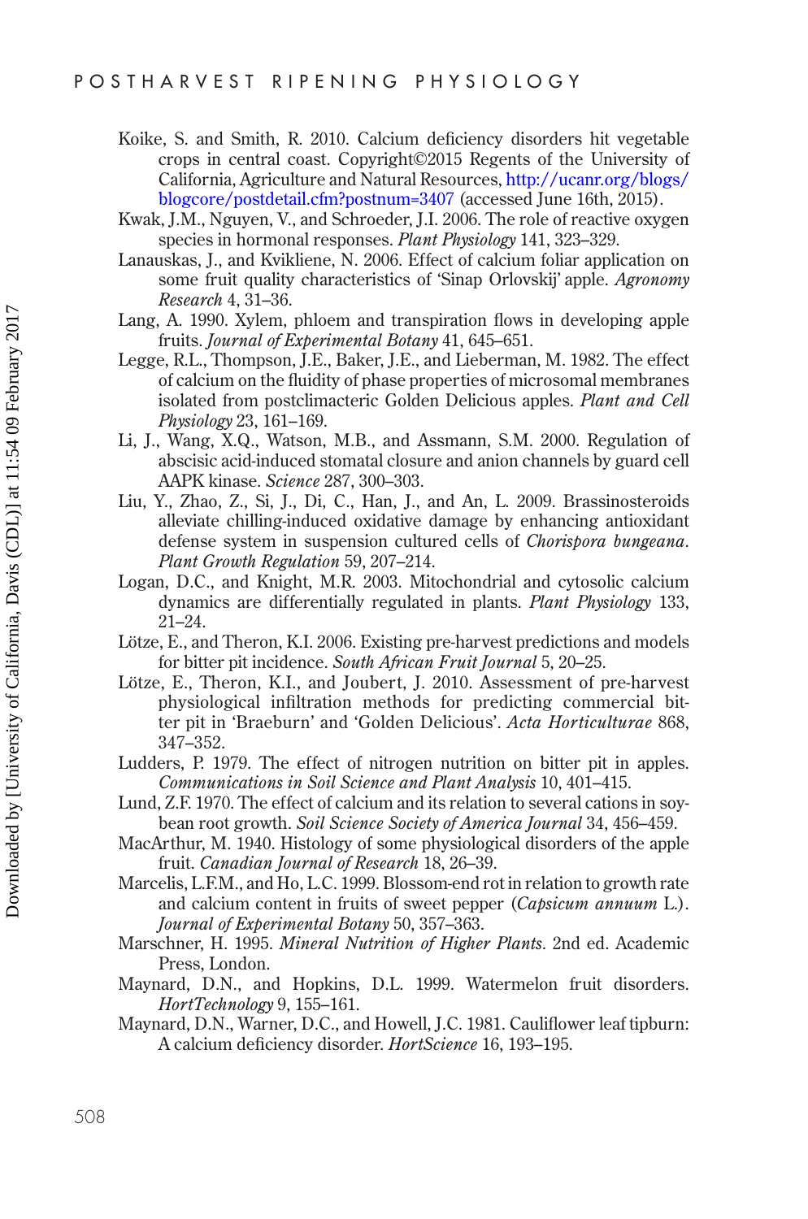Koike, S. and Smith, R. 2010. Calcium deficiency disorders hit vegetable crops in central coast. Copyright©2015 Regents of the University of California, Agriculture and Natural Resources, http://ucanr.org/blogs/blogcore/postdetail.cfm?postnum=3407 (accessed June 16th, 2015).

Kwak, J.M., Nguyen, V., and Schroeder, J.I. 2006. The role of reactive oxygen species in hormonal responses. *Plant Physiology* 141, 323–329.

Lanauskas, J., and Kvikliene, N. 2006. Effect of calcium foliar application on some fruit quality characteristics of 'Sinap Orlovskij' apple. *Agronomy Research* 4, 31–36.

Lang, A. 1990. Xylem, phloem and transpiration flows in developing apple fruits. *Journal of Experimental Botany* 41, 645–651.

Legge, R.L., Thompson, J.E., Baker, J.E., and Lieberman, M. 1982. The effect of calcium on the fluidity of phase properties of microsomal membranes isolated from postclimacteric Golden Delicious apples. *Plant and Cell Physiology* 23, 161–169.

Li, J., Wang, X.Q., Watson, M.B., and Assmann, S.M. 2000. Regulation of abscisic acid-induced stomatal closure and anion channels by guard cell AAPK kinase. *Science* 287, 300–303.

Liu, Y., Zhao, Z., Si, J., Di, C., Han, J., and An, L. 2009. Brassinosteroids alleviate chilling-induced oxidative damage by enhancing antioxidant defense system in suspension cultured cells of *Chorispora bungeana*. *Plant Growth Regulation* 59, 207–214.

Logan, D.C., and Knight, M.R. 2003. Mitochondrial and cytosolic calcium dynamics are differentially regulated in plants. *Plant Physiology* 133, 21–24.

Lötze, E., and Theron, K.I. 2006. Existing pre-harvest predictions and models for bitter pit incidence. *South African Fruit Journal* 5, 20–25.

Lötze, E., Theron, K.I., and Joubert, J. 2010. Assessment of pre-harvest physiological infiltration methods for predicting commercial bitter pit in 'Braeburn' and 'Golden Delicious'. *Acta Horticulturae* 868, 347–352.

Ludders, P. 1979. The effect of nitrogen nutrition on bitter pit in apples. *Communications in Soil Science and Plant Analysis* 10, 401–415.

Lund, Z.F. 1970. The effect of calcium and its relation to several cations in soybean root growth. *Soil Science Society of America Journal* 34, 456–459.

MacArthur, M. 1940. Histology of some physiological disorders of the apple fruit. *Canadian Journal of Research* 18, 26–39.

Marcelis, L.F.M., and Ho, L.C. 1999. Blossom-end rot in relation to growth rate and calcium content in fruits of sweet pepper (*Capsicum annuum* L.). *Journal of Experimental Botany* 50, 357–363.

Marschner, H. 1995. *Mineral Nutrition of Higher Plants*. 2nd ed. Academic Press, London.

Maynard, D.N., and Hopkins, D.L. 1999. Watermelon fruit disorders. *HortTechnology* 9, 155–161.

Maynard, D.N., Warner, D.C., and Howell, J.C. 1981. Cauliflower leaf tipburn: A calcium deficiency disorder. *HortScience* 16, 193–195.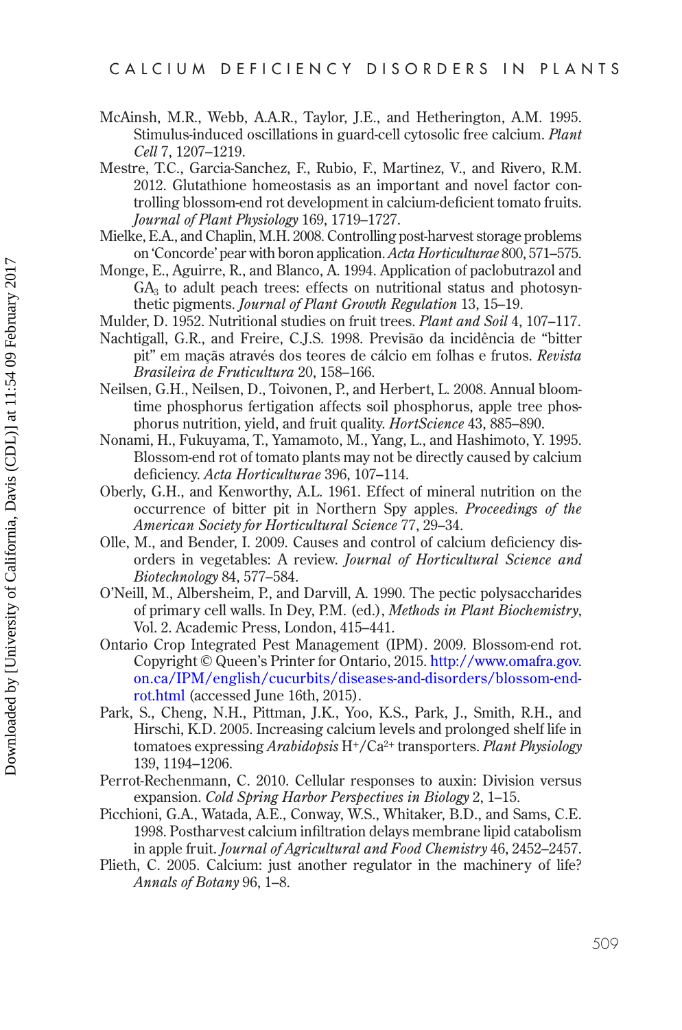McAinsh, M.R., Webb, A.A.R., Taylor, J.E., and Hetherington, A.M. 1995. Stimulus-induced oscillations in guard-cell cytosolic free calcium. *Plant Cell* 7, 1207–1219.

Mestre, T.C., Garcia-Sanchez, F., Rubio, F., Martinez, V., and Rivero, R.M. 2012. Glutathione homeostasis as an important and novel factor controlling blossom-end rot development in calcium-deficient tomato fruits. *Journal of Plant Physiology* 169, 1719–1727.

Mielke, E.A., and Chaplin, M.H. 2008. Controlling post-harvest storage problems on 'Concorde' pear with boron application. *Acta Horticulturae* 800, 571–575.

Monge, E., Aguirre, R., and Blanco, A. 1994. Application of paclobutrazol and $GA_3$ to adult peach trees: effects on nutritional status and photosynthetic pigments. *Journal of Plant Growth Regulation* 13, 15–19.

Mulder, D. 1952. Nutritional studies on fruit trees. *Plant and Soil* 4, 107–117.

Nachtigall, G.R., and Freire, C.J.S. 1998. Previsão da incidência de "bitter pit" em maçãs através dos teores de cálcio em folhas e frutos. *Revista Brasileira de Fruticultura* 20, 158–166.

Neilsen, G.H., Neilsen, D., Toivonen, P., and Herbert, L. 2008. Annual bloom-time phosphorus fertigation affects soil phosphorus, apple tree phosphorus nutrition, yield, and fruit quality. *HortScience* 43, 885–890.

Nonami, H., Fukuyama, T., Yamamoto, M., Yang, L., and Hashimoto, Y. 1995. Blossom-end rot of tomato plants may not be directly caused by calcium deficiency. *Acta Horticulturae* 396, 107–114.

Oberly, G.H., and Kenworthy, A.L. 1961. Effect of mineral nutrition on the occurrence of bitter pit in Northern Spy apples. *Proceedings of the American Society for Horticultural Science* 77, 29–34.

Olle, M., and Bender, I. 2009. Causes and control of calcium deficiency disorders in vegetables: A review. *Journal of Horticultural Science and Biotechnology* 84, 577–584.

O'Neill, M., Albersheim, P., and Darvill, A. 1990. The pectic polysaccharides of primary cell walls. In Dey, P.M. (ed.), *Methods in Plant Biochemistry*, Vol. 2. Academic Press, London, 415–441.

Ontario Crop Integrated Pest Management (IPM). 2009. Blossom-end rot. Copyright © Queen's Printer for Ontario, 2015. http://www.omafra.gov.on.ca/IPM/english/cucurbits/diseases-and-disorders/blossom-end-rot.html (accessed June 16th, 2015).

Park, S., Cheng, N.H., Pittman, J.K., Yoo, K.S., Park, J., Smith, R.H., and Hirschi, K.D. 2005. Increasing calcium levels and prolonged shelf life in tomatoes expressing *Arabidopsis* $H^+/Ca^{2+}$ transporters. *Plant Physiology* 139, 1194–1206.

Perrot-Rechenmann, C. 2010. Cellular responses to auxin: Division versus expansion. *Cold Spring Harbor Perspectives in Biology* 2, 1–15.

Picchioni, G.A., Watada, A.E., Conway, W.S., Whitaker, B.D., and Sams, C.E. 1998. Postharvest calcium infiltration delays membrane lipid catabolism in apple fruit. *Journal of Agricultural and Food Chemistry* 46, 2452–2457.

Plieth, C. 2005. Calcium: just another regulator in the machinery of life? *Annals of Botany* 96, 1–8.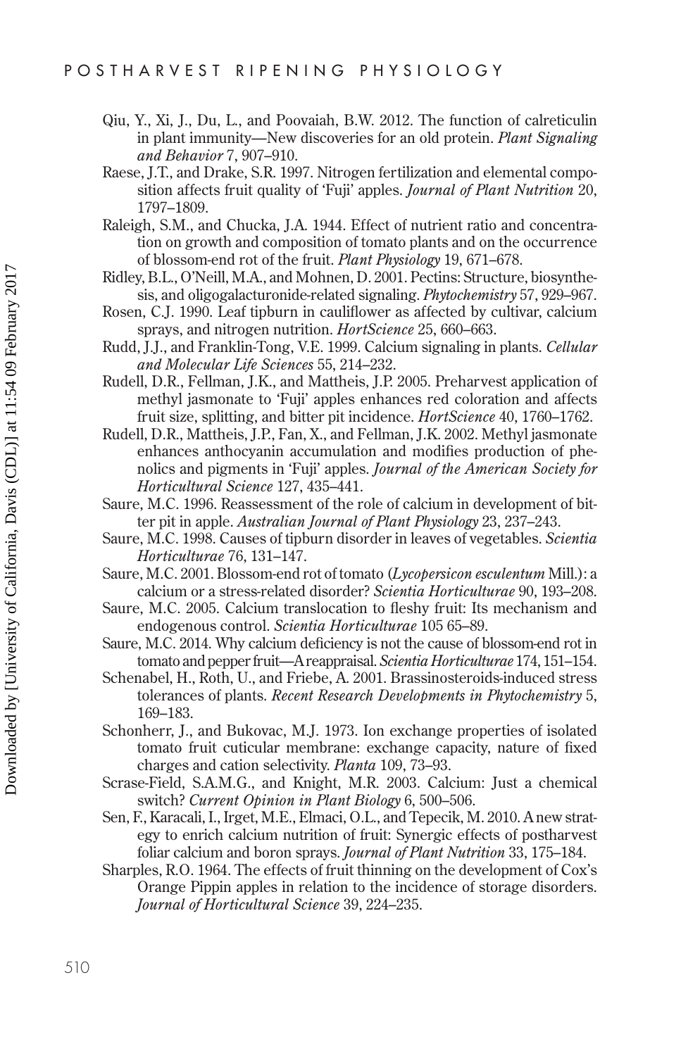Qiu, Y., Xi, J., Du, L., and Poovaiah, B.W. 2012. The function of calreticulin in plant immunity—New discoveries for an old protein. *Plant Signaling and Behavior* 7, 907–910.

Raese, J.T., and Drake, S.R. 1997. Nitrogen fertilization and elemental composition affects fruit quality of 'Fuji' apples. *Journal of Plant Nutrition* 20, 1797–1809.

Raleigh, S.M., and Chucka, J.A. 1944. Effect of nutrient ratio and concentration on growth and composition of tomato plants and on the occurrence of blossom-end rot of the fruit. *Plant Physiology* 19, 671–678.

Ridley, B.L., O'Neill, M.A., and Mohnen, D. 2001. Pectins: Structure, biosynthesis, and oligogalacturonide-related signaling. *Phytochemistry* 57, 929–967.

Rosen, C.J. 1990. Leaf tipburn in cauliflower as affected by cultivar, calcium sprays, and nitrogen nutrition. *HortScience* 25, 660–663.

Rudd, J.J., and Franklin-Tong, V.E. 1999. Calcium signaling in plants. *Cellular and Molecular Life Sciences* 55, 214–232.

Rudell, D.R., Fellman, J.K., and Mattheis, J.P. 2005. Preharvest application of methyl jasmonate to 'Fuji' apples enhances red coloration and affects fruit size, splitting, and bitter pit incidence. *HortScience* 40, 1760–1762.

Rudell, D.R., Mattheis, J.P., Fan, X., and Fellman, J.K. 2002. Methyl jasmonate enhances anthocyanin accumulation and modifies production of phenolics and pigments in 'Fuji' apples. *Journal of the American Society for Horticultural Science* 127, 435–441.

Saure, M.C. 1996. Reassessment of the role of calcium in development of bitter pit in apple. *Australian Journal of Plant Physiology* 23, 237–243.

Saure, M.C. 1998. Causes of tipburn disorder in leaves of vegetables. *Scientia Horticulturae* 76, 131–147.

Saure, M.C. 2001. Blossom-end rot of tomato (*Lycopersicon esculentum* Mill.): a calcium or a stress-related disorder? *Scientia Horticulturae* 90, 193–208.

Saure, M.C. 2005. Calcium translocation to fleshy fruit: Its mechanism and endogenous control. *Scientia Horticulturae* 105 65–89.

Saure, M.C. 2014. Why calcium deficiency is not the cause of blossom-end rot in tomato and pepper fruit—A reappraisal. *Scientia Horticulturae* 174, 151–154.

Schenabel, H., Roth, U., and Friebe, A. 2001. Brassinosteroids-induced stress tolerances of plants. *Recent Research Developments in Phytochemistry* 5, 169–183.

Schonherr, J., and Bukovac, M.J. 1973. Ion exchange properties of isolated tomato fruit cuticular membrane: exchange capacity, nature of fixed charges and cation selectivity. *Planta* 109, 73–93.

Scrase-Field, S.A.M.G., and Knight, M.R. 2003. Calcium: Just a chemical switch? *Current Opinion in Plant Biology* 6, 500–506.

Sen, F., Karacali, I., Irget, M.E., Elmaci, O.L., and Tepecik, M. 2010. A new strategy to enrich calcium nutrition of fruit: Synergic effects of postharvest foliar calcium and boron sprays. *Journal of Plant Nutrition* 33, 175–184.

Sharples, R.O. 1964. The effects of fruit thinning on the development of Cox's Orange Pippin apples in relation to the incidence of storage disorders. *Journal of Horticultural Science* 39, 224–235.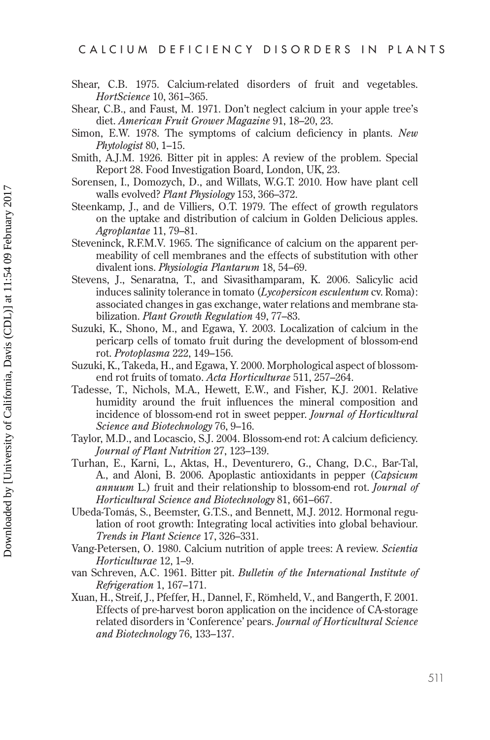Shear, C.B. 1975. Calcium-related disorders of fruit and vegetables. *HortScience* 10, 361–365.

Shear, C.B., and Faust, M. 1971. Don't neglect calcium in your apple tree's diet. *American Fruit Grower Magazine* 91, 18–20, 23.

Simon, E.W. 1978. The symptoms of calcium deficiency in plants. *New Phytologist* 80, 1–15.

Smith, A.J.M. 1926. Bitter pit in apples: A review of the problem. Special Report 28. Food Investigation Board, London, UK, 23.

Sorensen, I., Domozych, D., and Willats, W.G.T. 2010. How have plant cell walls evolved? *Plant Physiology* 153, 366–372.

Steenkamp, J., and de Villiers, O.T. 1979. The effect of growth regulators on the uptake and distribution of calcium in Golden Delicious apples. *Agroplantae* 11, 79–81.

Steveninck, R.F.M.V. 1965. The significance of calcium on the apparent permeability of cell membranes and the effects of substitution with other divalent ions. *Physiologia Plantarum* 18, 54–69.

Stevens, J., Senaratna, T., and Sivasithamparam, K. 2006. Salicylic acid induces salinity tolerance in tomato (*Lycopersicon esculentum* cv. Roma): associated changes in gas exchange, water relations and membrane stabilization. *Plant Growth Regulation* 49, 77–83.

Suzuki, K., Shono, M., and Egawa, Y. 2003. Localization of calcium in the pericarp cells of tomato fruit during the development of blossom-end rot. *Protoplasma* 222, 149–156.

Suzuki, K., Takeda, H., and Egawa, Y. 2000. Morphological aspect of blossom-end rot fruits of tomato. *Acta Horticulturae* 511, 257–264.

Tadesse, T., Nichols, M.A., Hewett, E.W., and Fisher, K.J. 2001. Relative humidity around the fruit influences the mineral composition and incidence of blossom-end rot in sweet pepper. *Journal of Horticultural Science and Biotechnology* 76, 9–16.

Taylor, M.D., and Locascio, S.J. 2004. Blossom-end rot: A calcium deficiency. *Journal of Plant Nutrition* 27, 123–139.

Turhan, E., Karni, L., Aktas, H., Deventurero, G., Chang, D.C., Bar-Tal, A., and Aloni, B. 2006. Apoplastic antioxidants in pepper (*Capsicum annuum* L.) fruit and their relationship to blossom-end rot. *Journal of Horticultural Science and Biotechnology* 81, 661–667.

Ubeda-Tomás, S., Beemster, G.T.S., and Bennett, M.J. 2012. Hormonal regulation of root growth: Integrating local activities into global behaviour. *Trends in Plant Science* 17, 326–331.

Vang-Petersen, O. 1980. Calcium nutrition of apple trees: A review. *Scientia Horticulturae* 12, 1–9.

van Schreven, A.C. 1961. Bitter pit. *Bulletin of the International Institute of Refrigeration* 1, 167–171.

Xuan, H., Streif, J., Pfeffer, H., Dannel, F., Römheld, V., and Bangerth, F. 2001. Effects of pre-harvest boron application on the incidence of CA-storage related disorders in 'Conference' pears. *Journal of Horticultural Science and Biotechnology* 76, 133–137.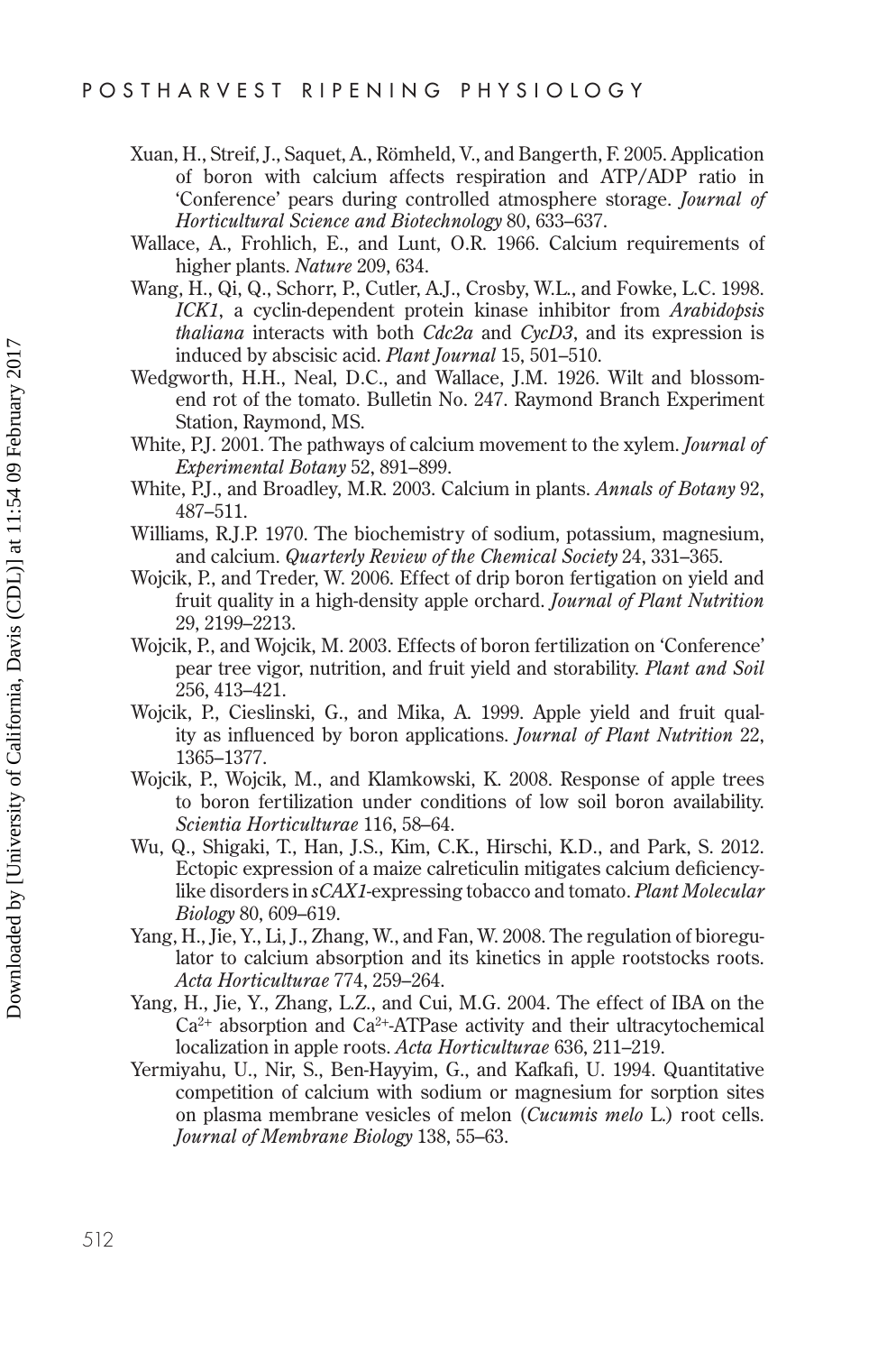Xuan, H., Streif, J., Saquet, A., Römheld, V., and Bangerth, F. 2005. Application of boron with calcium affects respiration and ATP/ADP ratio in 'Conference' pears during controlled atmosphere storage. *Journal of Horticultural Science and Biotechnology* 80, 633–637.

Wallace, A., Frohlich, E., and Lunt, O.R. 1966. Calcium requirements of higher plants. *Nature* 209, 634.

Wang, H., Qi, Q., Schorr, P., Cutler, A.J., Crosby, W.L., and Fowke, L.C. 1998. *ICK1*, a cyclin-dependent protein kinase inhibitor from *Arabidopsis thaliana* interacts with both *Cdc2a* and *CycD3*, and its expression is induced by abscisic acid. *Plant Journal* 15, 501–510.

Wedgworth, H.H., Neal, D.C., and Wallace, J.M. 1926. Wilt and blossom-end rot of the tomato. Bulletin No. 247. Raymond Branch Experiment Station, Raymond, MS.

White, P.J. 2001. The pathways of calcium movement to the xylem. *Journal of Experimental Botany* 52, 891–899.

White, P.J., and Broadley, M.R. 2003. Calcium in plants. *Annals of Botany* 92, 487–511.

Williams, R.J.P. 1970. The biochemistry of sodium, potassium, magnesium, and calcium. *Quarterly Review of the Chemical Society* 24, 331–365.

Wojcik, P., and Treder, W. 2006. Effect of drip boron fertigation on yield and fruit quality in a high-density apple orchard. *Journal of Plant Nutrition* 29, 2199–2213.

Wojcik, P., and Wojcik, M. 2003. Effects of boron fertilization on 'Conference' pear tree vigor, nutrition, and fruit yield and storability. *Plant and Soil* 256, 413–421.

Wojcik, P., Cieslinski, G., and Mika, A. 1999. Apple yield and fruit quality as influenced by boron applications. *Journal of Plant Nutrition* 22, 1365–1377.

Wojcik, P., Wojcik, M., and Klamkowski, K. 2008. Response of apple trees to boron fertilization under conditions of low soil boron availability. *Scientia Horticulturae* 116, 58–64.

Wu, Q., Shigaki, T., Han, J.S., Kim, C.K., Hirschi, K.D., and Park, S. 2012. Ectopic expression of a maize calreticulin mitigates calcium deficiency-like disorders in *sCAX1*-expressing tobacco and tomato. *Plant Molecular Biology* 80, 609–619.

Yang, H., Jie, Y., Li, J., Zhang, W., and Fan, W. 2008. The regulation of bioregulator to calcium absorption and its kinetics in apple rootstocks roots. *Acta Horticulturae* 774, 259–264.

Yang, H., Jie, Y., Zhang, L.Z., and Cui, M.G. 2004. The effect of IBA on the $Ca^{2+}$ absorption and $Ca^{2+}$-ATPase activity and their ultracytochemical localization in apple roots. *Acta Horticulturae* 636, 211–219.

Yermiyahu, U., Nir, S., Ben-Hayyim, G., and Kafkafi, U. 1994. Quantitative competition of calcium with sodium or magnesium for sorption sites on plasma membrane vesicles of melon (*Cucumis melo* L.) root cells. *Journal of Membrane Biology* 138, 55–63.